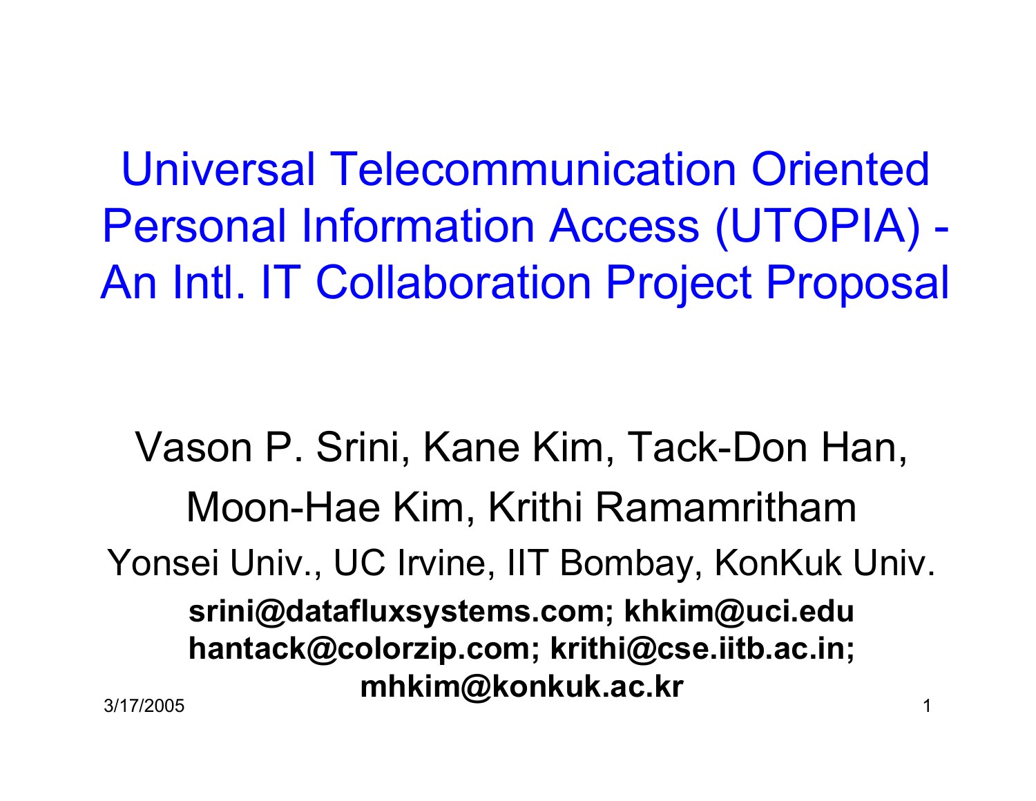# Universal Telecommunication Oriented Personal Information Access (UTOPIA) - An Intl. IT Collaboration Project Proposal

Vason P. Srini, Kane Kim, Tack-Don Han, Moon-Hae Kim, Krithi Ramamritham

Yonsei Univ., UC Irvine, IIT Bombay, KonKuk Univ.

**srini@datafluxsystems.com; khkim@uci.edu**
**hantack@colorzip.com; krithi@cse.iitb.ac.in;**
**mhkim@konkuk.ac.kr**

3/17/2005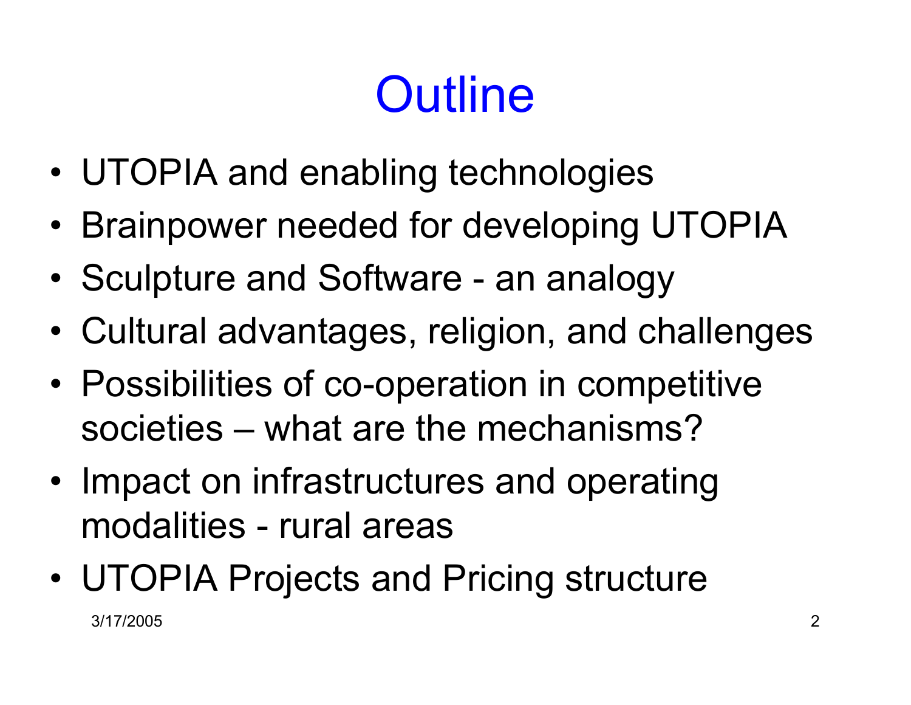# Outline

- UTOPIA and enabling technologies
- Brainpower needed for developing UTOPIA
- Sculpture and Software - an analogy
- Cultural advantages, religion, and challenges
- Possibilities of co-operation in competitive societies – what are the mechanisms?
- Impact on infrastructures and operating modalities - rural areas
- UTOPIA Projects and Pricing structure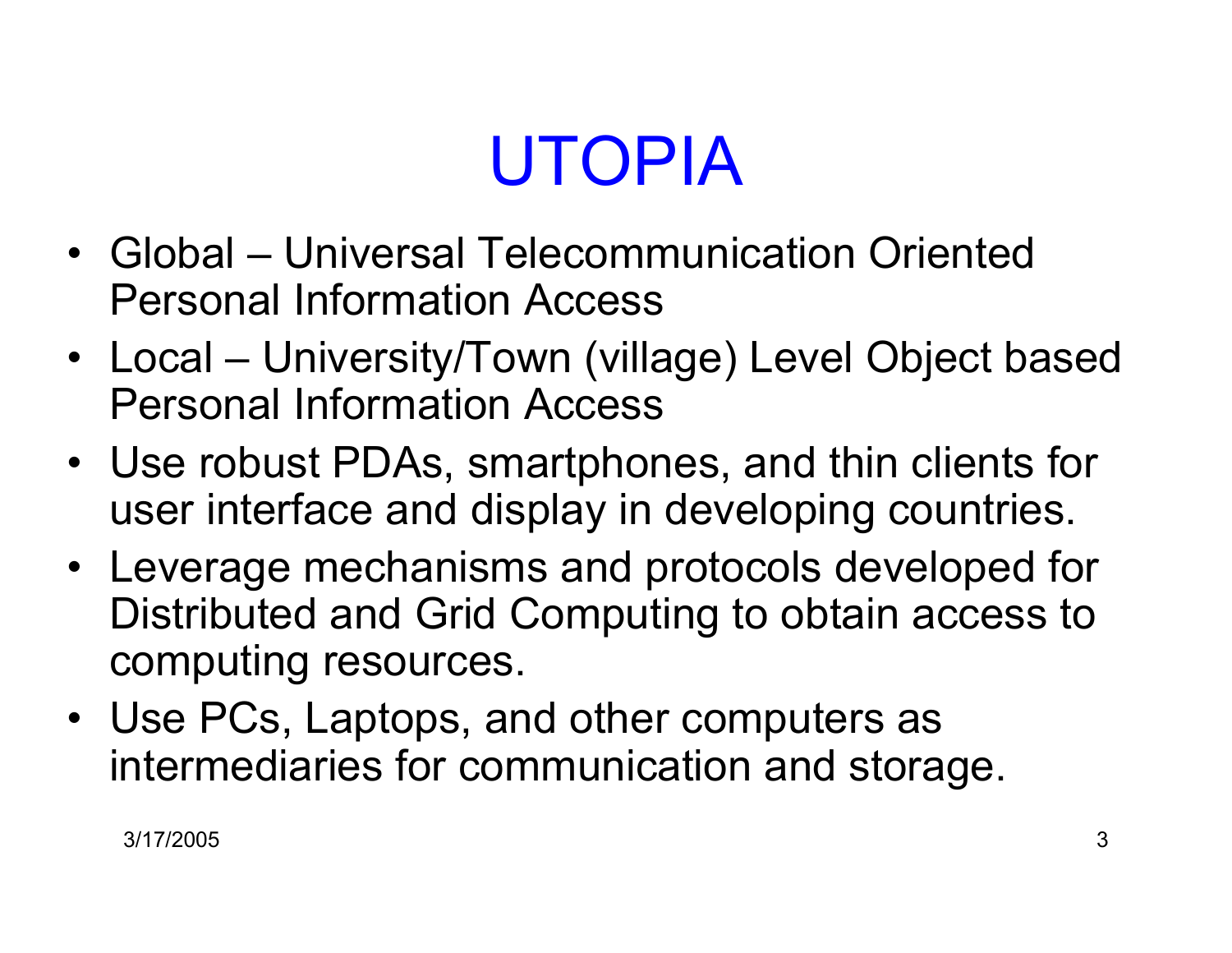# UTOPIA

- Global – Universal Telecommunication Oriented Personal Information Access
- Local – University/Town (village) Level Object based Personal Information Access
- Use robust PDAs, smartphones, and thin clients for user interface and display in developing countries.
- Leverage mechanisms and protocols developed for Distributed and Grid Computing to obtain access to computing resources.
- Use PCs, Laptops, and other computers as intermediaries for communication and storage.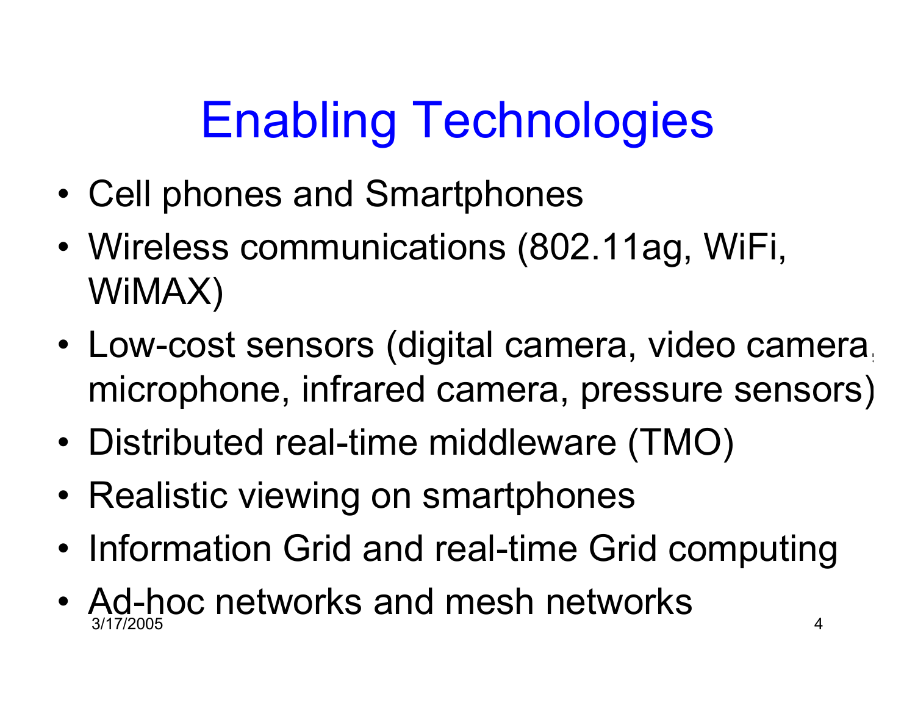# Enabling Technologies

- Cell phones and Smartphones
- Wireless communications (802.11ag, WiFi, WiMAX)
- Low-cost sensors (digital camera, video camera, microphone, infrared camera, pressure sensors)
- Distributed real-time middleware (TMO)
- Realistic viewing on smartphones
- Information Grid and real-time Grid computing
- Ad-hoc networks and mesh networks

3/17/2005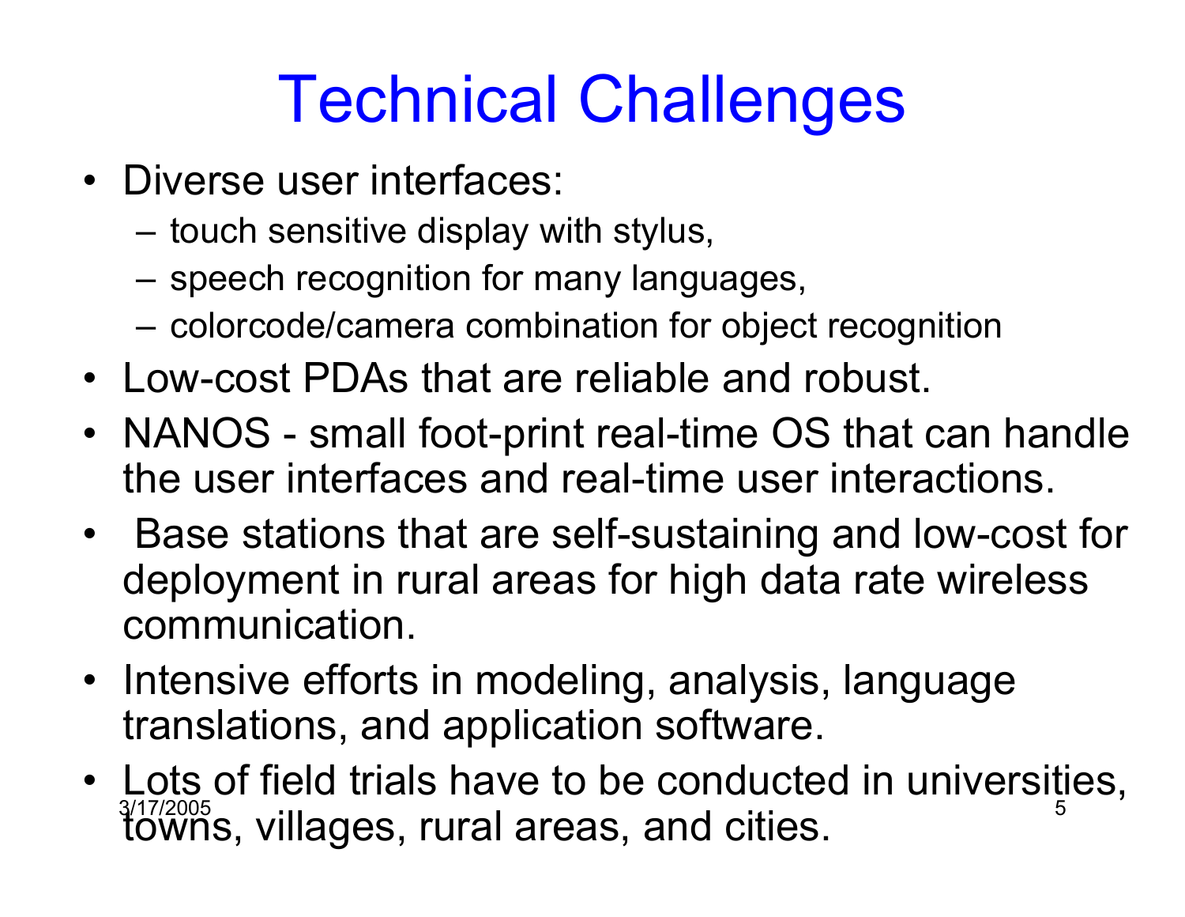# Technical Challenges

- Diverse user interfaces:
  - touch sensitive display with stylus,
  - speech recognition for many languages,
  - colorcode/camera combination for object recognition
- Low-cost PDAs that are reliable and robust.
- NANOS - small foot-print real-time OS that can handle the user interfaces and real-time user interactions.
- Base stations that are self-sustaining and low-cost for deployment in rural areas for high data rate wireless communication.
- Intensive efforts in modeling, analysis, language translations, and application software.
- Lots of field trials have to be conducted in universities, towns, villages, rural areas, and cities.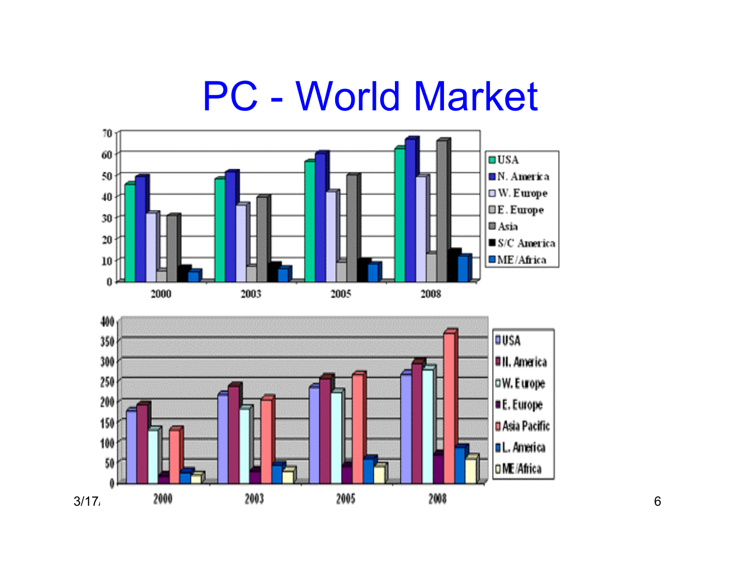# PC - World Market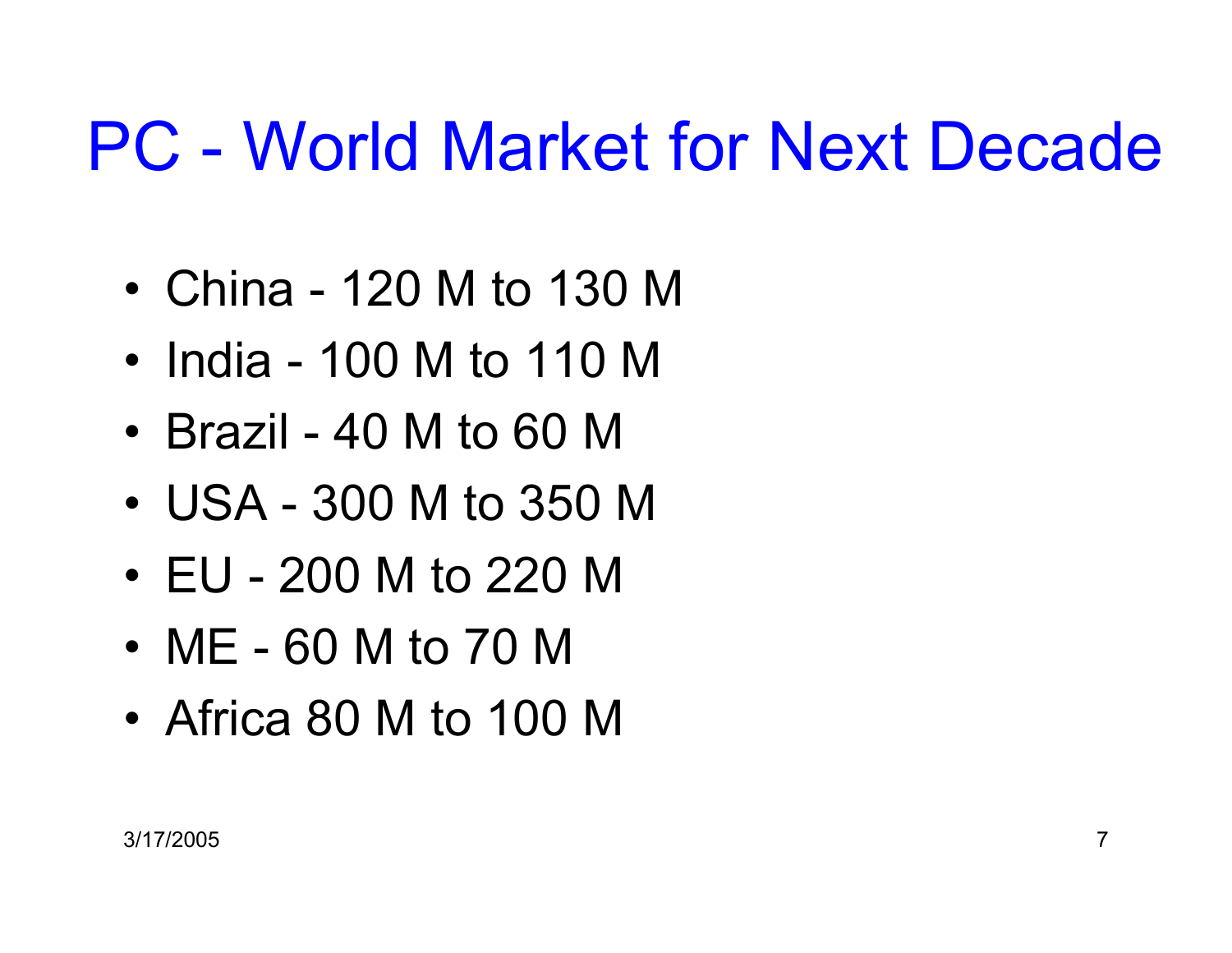# PC - World Market for Next Decade

- China - 120 M to 130 M
- India - 100 M to 110 M
- Brazil - 40 M to 60 M
- USA - 300 M to 350 M
- EU - 200 M to 220 M
- ME - 60 M to 70 M
- Africa 80 M to 100 M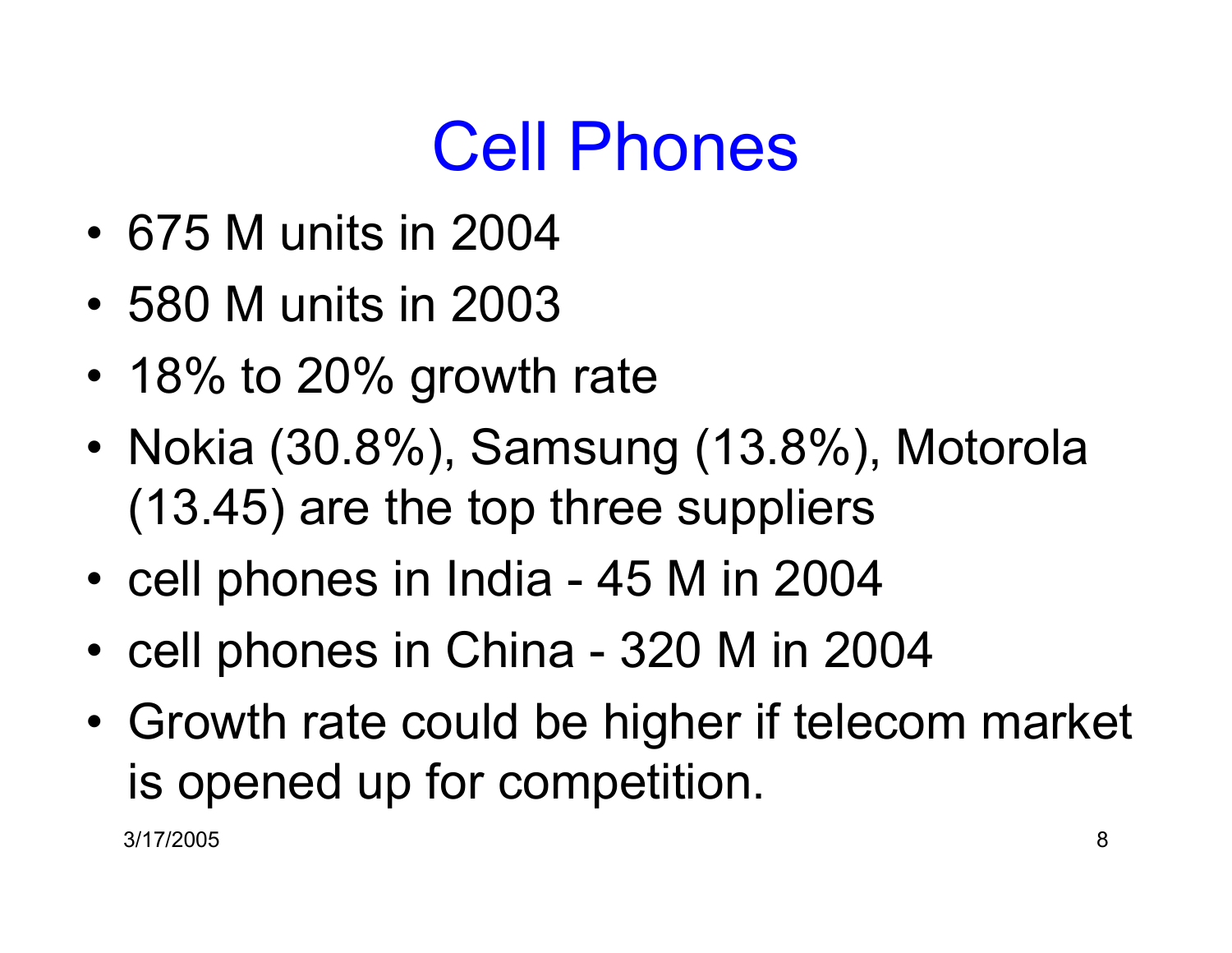# Cell Phones

- 675 M units in 2004
- 580 M units in 2003
- 18% to 20% growth rate
- Nokia (30.8%), Samsung (13.8%), Motorola (13.45) are the top three suppliers
- cell phones in India - 45 M in 2004
- cell phones in China - 320 M in 2004
- Growth rate could be higher if telecom market is opened up for competition.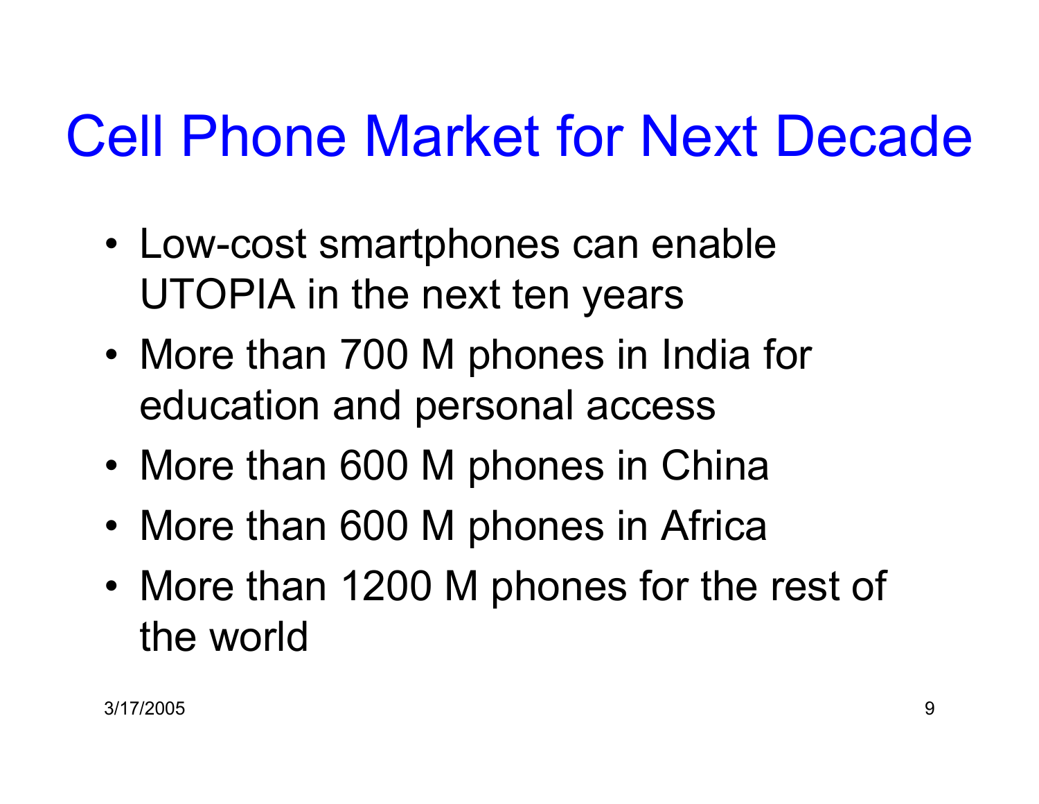# Cell Phone Market for Next Decade

- Low-cost smartphones can enable UTOPIA in the next ten years
- More than 700 M phones in India for education and personal access
- More than 600 M phones in China
- More than 600 M phones in Africa
- More than 1200 M phones for the rest of the world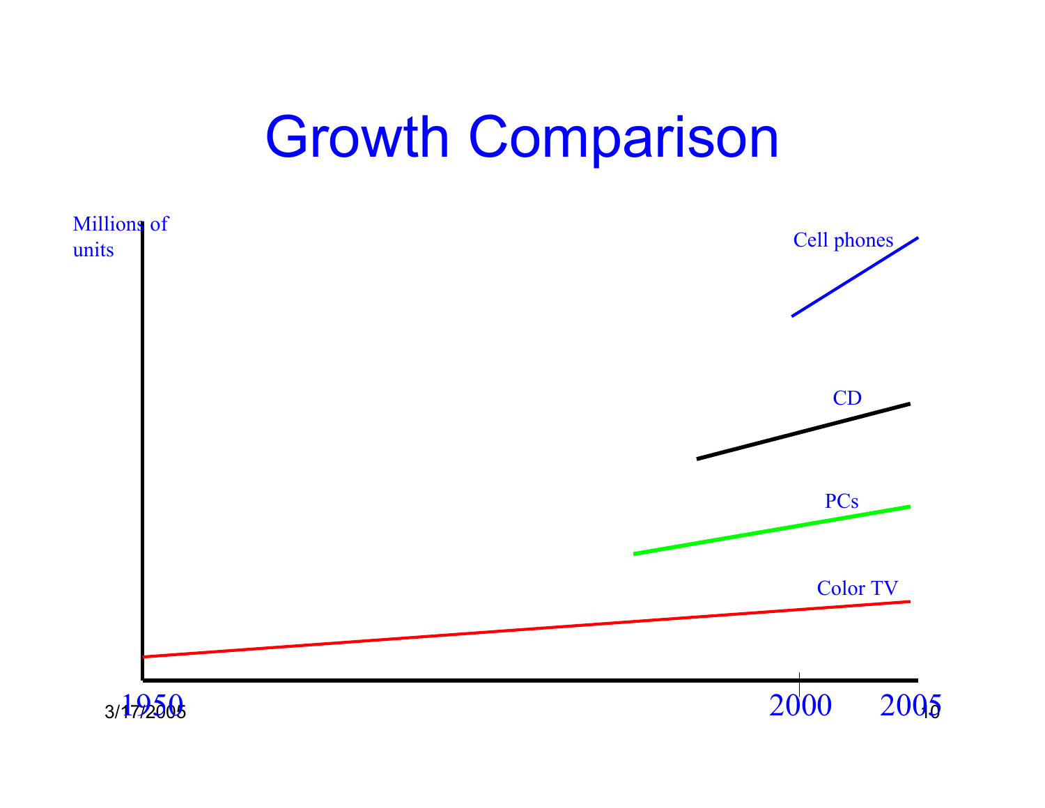# Growth Comparison

Millions of units

Cell phones

CD

PCs

Color TV

1950 2000 2005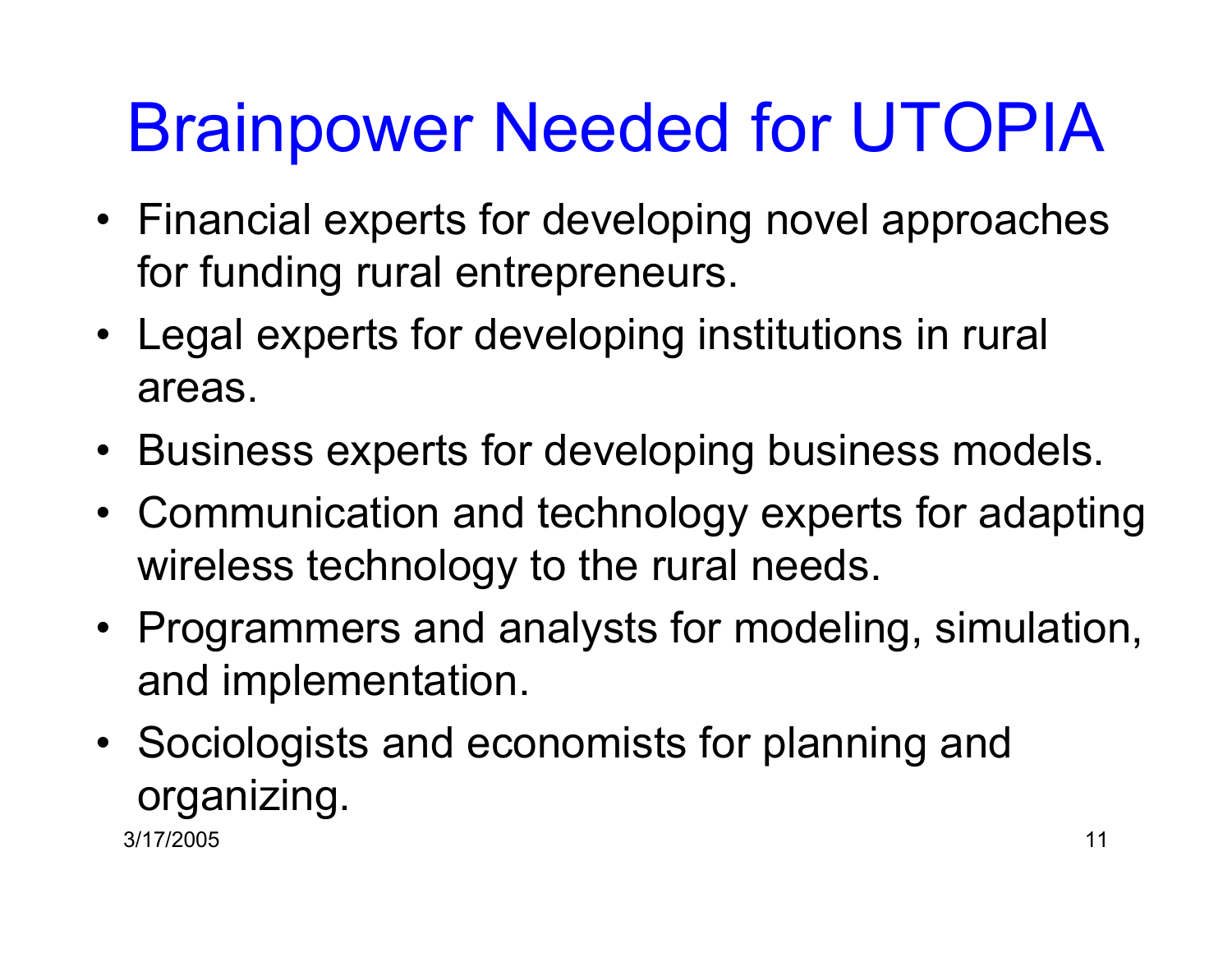# Brainpower Needed for UTOPIA

- Financial experts for developing novel approaches for funding rural entrepreneurs.
- Legal experts for developing institutions in rural areas.
- Business experts for developing business models.
- Communication and technology experts for adapting wireless technology to the rural needs.
- Programmers and analysts for modeling, simulation, and implementation.
- Sociologists and economists for planning and organizing.

3/17/2005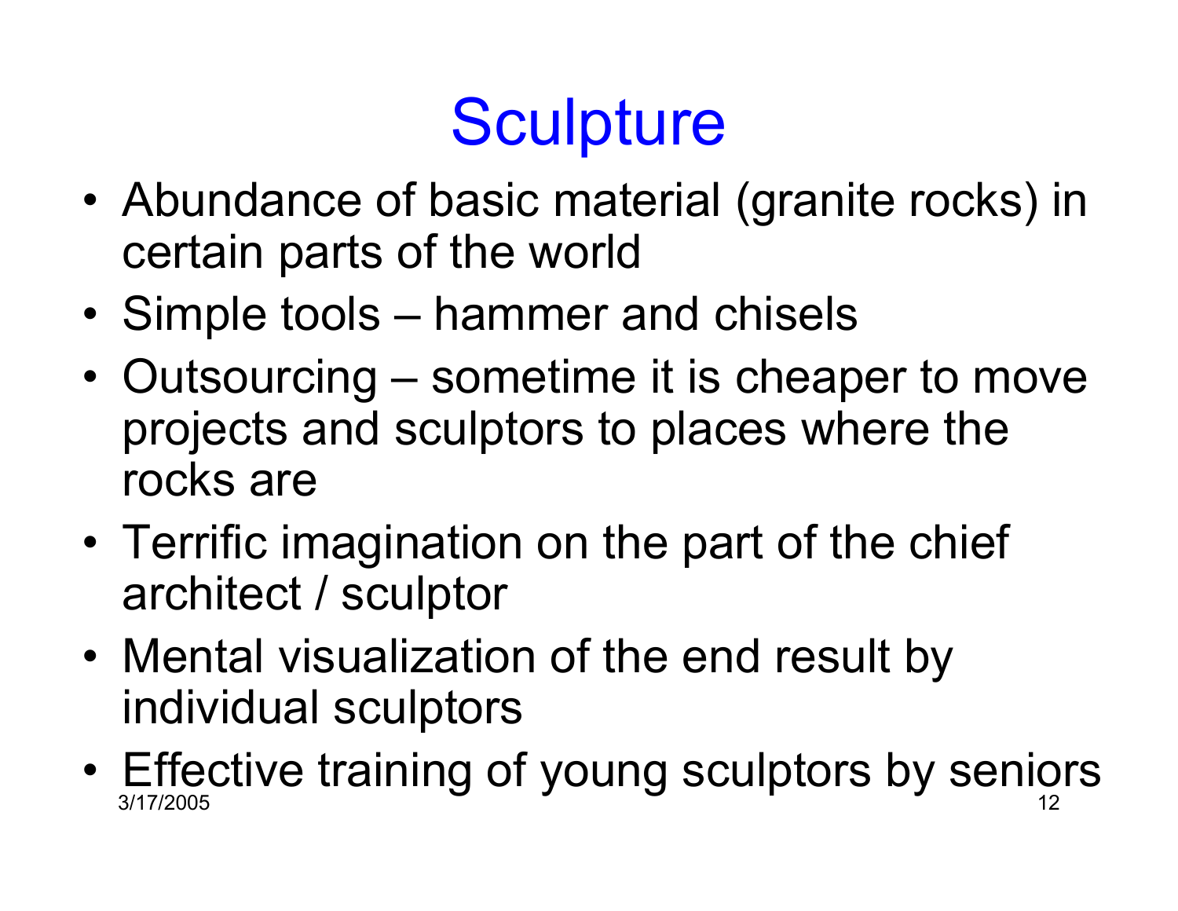# Sculpture

- Abundance of basic material (granite rocks) in certain parts of the world
- Simple tools – hammer and chisels
- Outsourcing – sometime it is cheaper to move projects and sculptors to places where the rocks are
- Terrific imagination on the part of the chief architect / sculptor
- Mental visualization of the end result by individual sculptors
- Effective training of young sculptors by seniors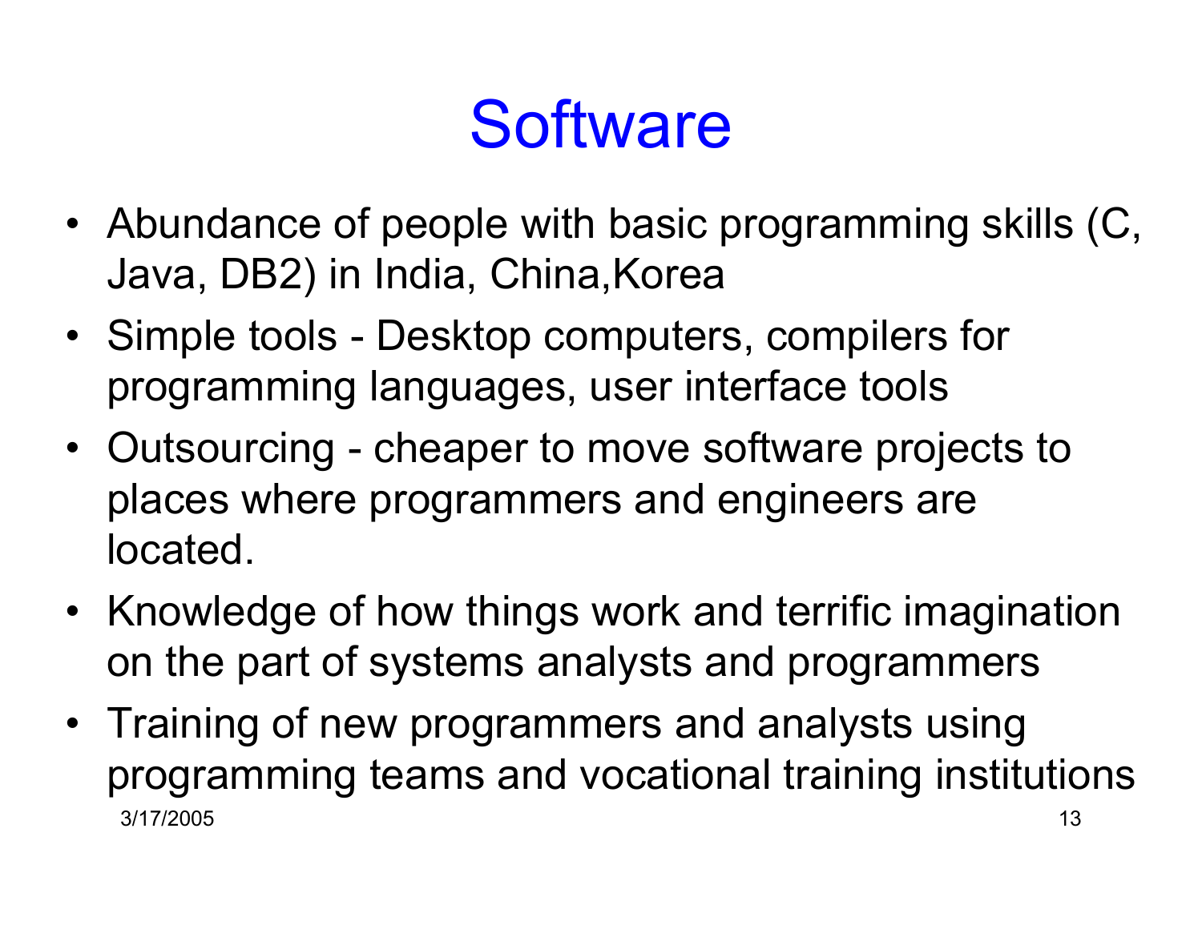# Software

- Abundance of people with basic programming skills (C, Java, DB2) in India, China,Korea
- Simple tools - Desktop computers, compilers for programming languages, user interface tools
- Outsourcing - cheaper to move software projects to places where programmers and engineers are located.
- Knowledge of how things work and terrific imagination on the part of systems analysts and programmers
- Training of new programmers and analysts using programming teams and vocational training institutions

3/17/2005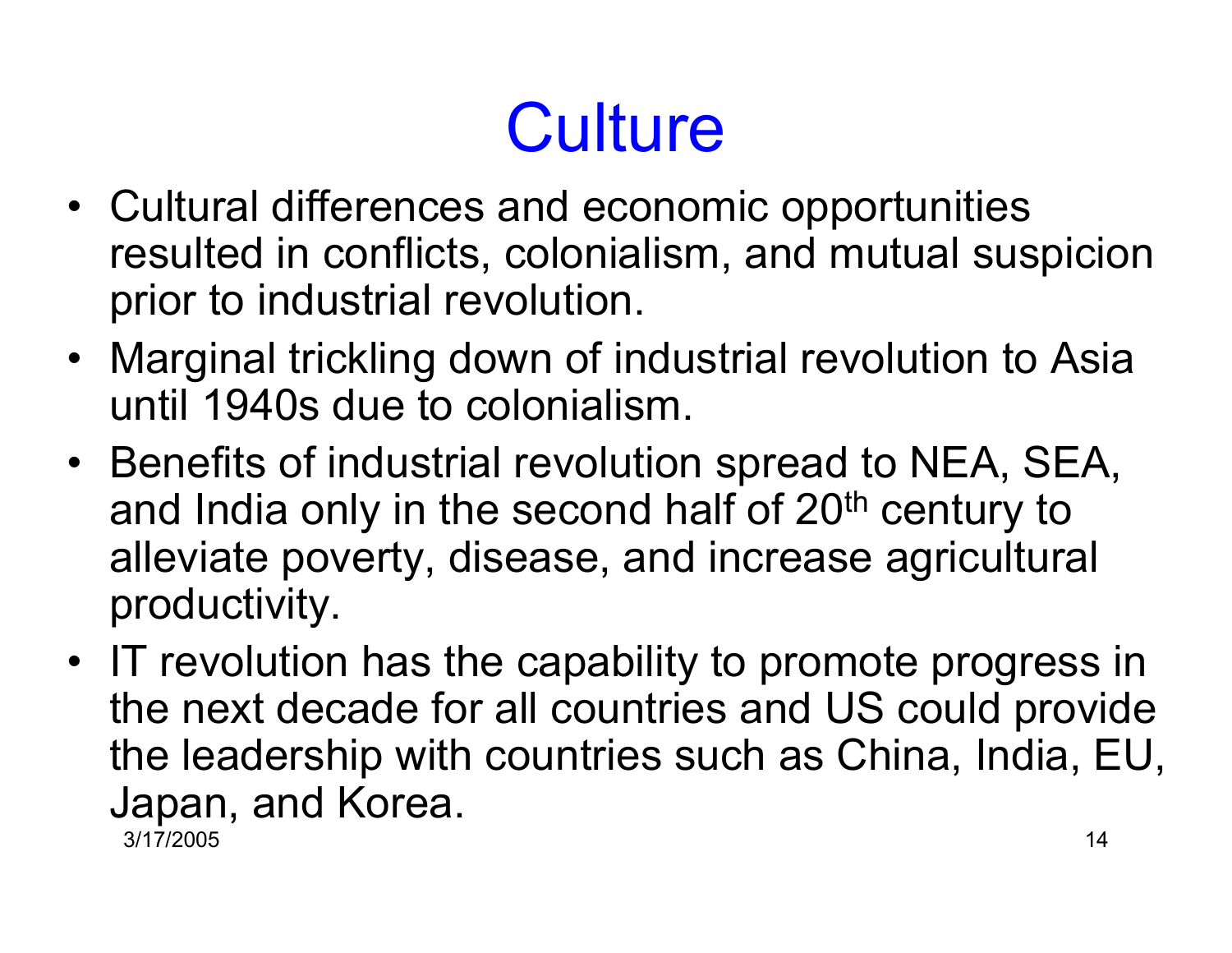# Culture

- Cultural differences and economic opportunities resulted in conflicts, colonialism, and mutual suspicion prior to industrial revolution.
- Marginal trickling down of industrial revolution to Asia until 1940s due to colonialism.
- Benefits of industrial revolution spread to NEA, SEA, and India only in the second half of 20th century to alleviate poverty, disease, and increase agricultural productivity.
- IT revolution has the capability to promote progress in the next decade for all countries and US could provide the leadership with countries such as China, India, EU, Japan, and Korea.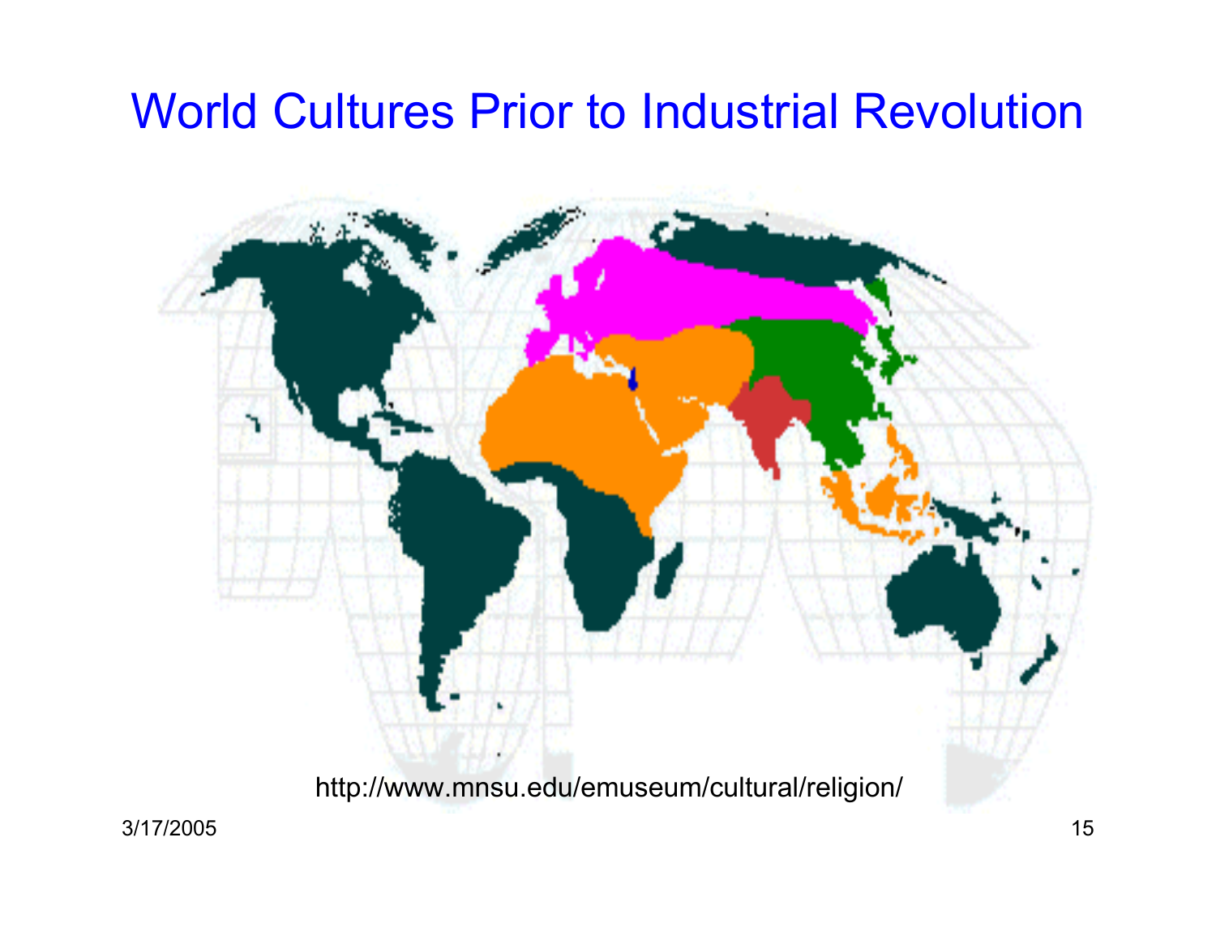# World Cultures Prior to Industrial Revolution

http://www.mnsu.edu/emuseum/cultural/religion/

3/17/2005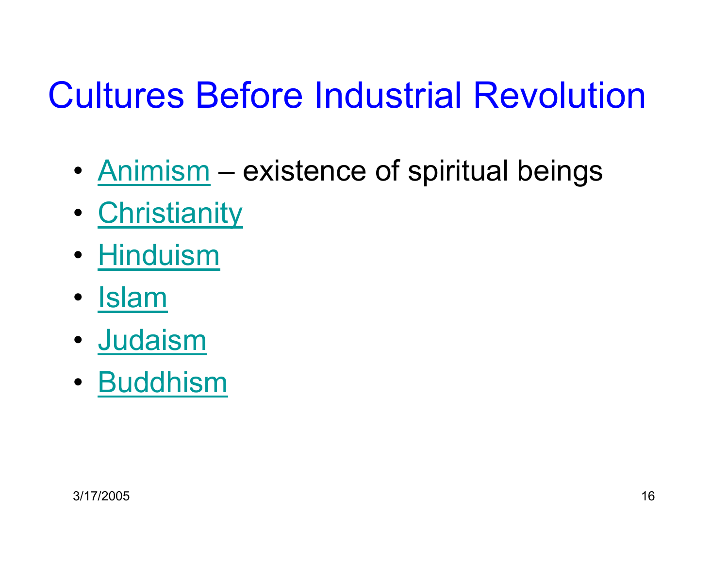# Cultures Before Industrial Revolution

- Animism – existence of spiritual beings
- Christianity
- Hinduism
- Islam
- Judaism
- Buddhism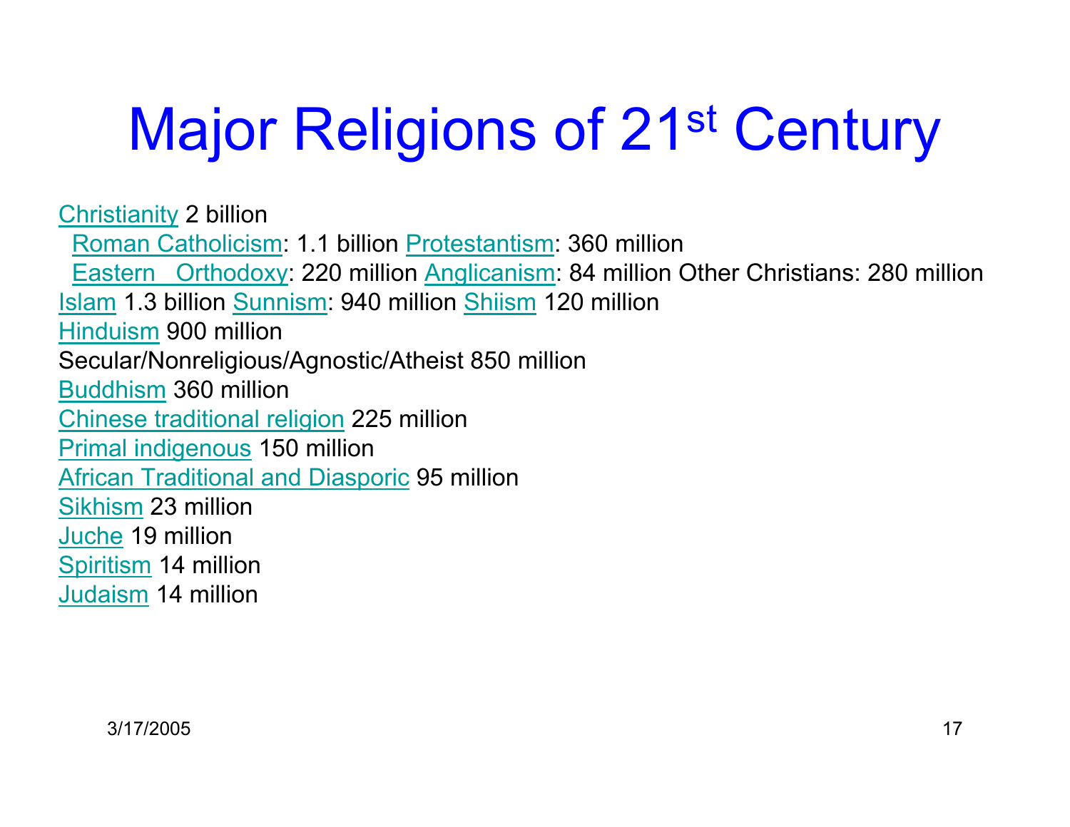# Major Religions of 21st Century

Christianity 2 billion
  Roman Catholicism: 1.1 billion Protestantism: 360 million
  Eastern  Orthodoxy: 220 million Anglicanism: 84 million Other Christians: 280 million
Islam 1.3 billion Sunnism: 940 million Shiism 120 million
Hinduism 900 million
Secular/Nonreligious/Agnostic/Atheist 850 million
Buddhism 360 million
Chinese traditional religion 225 million
Primal indigenous 150 million
African Traditional and Diasporic 95 million
Sikhism 23 million
Juche 19 million
Spiritism 14 million
Judaism 14 million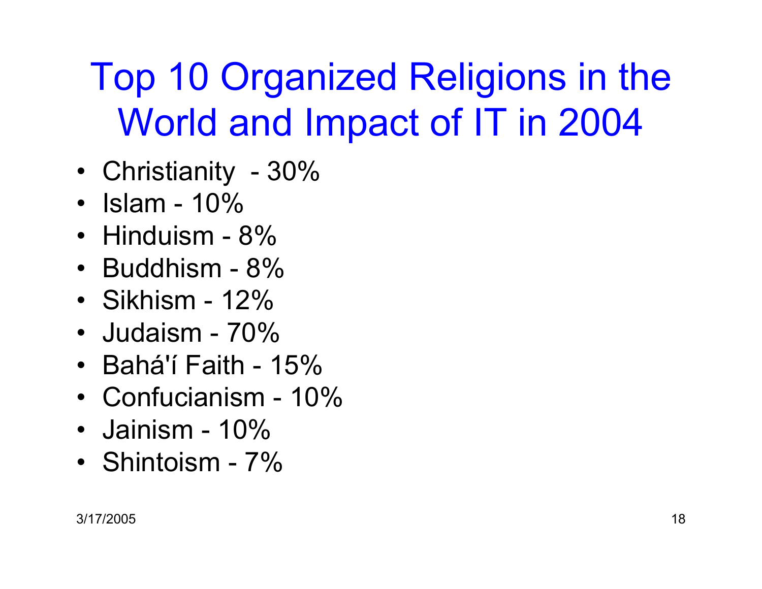# Top 10 Organized Religions in the World and Impact of IT in 2004

- Christianity - 30%
- Islam - 10%
- Hinduism - 8%
- Buddhism - 8%
- Sikhism - 12%
- Judaism - 70%
- Bahá'í Faith - 15%
- Confucianism - 10%
- Jainism - 10%
- Shintoism - 7%

3/17/2005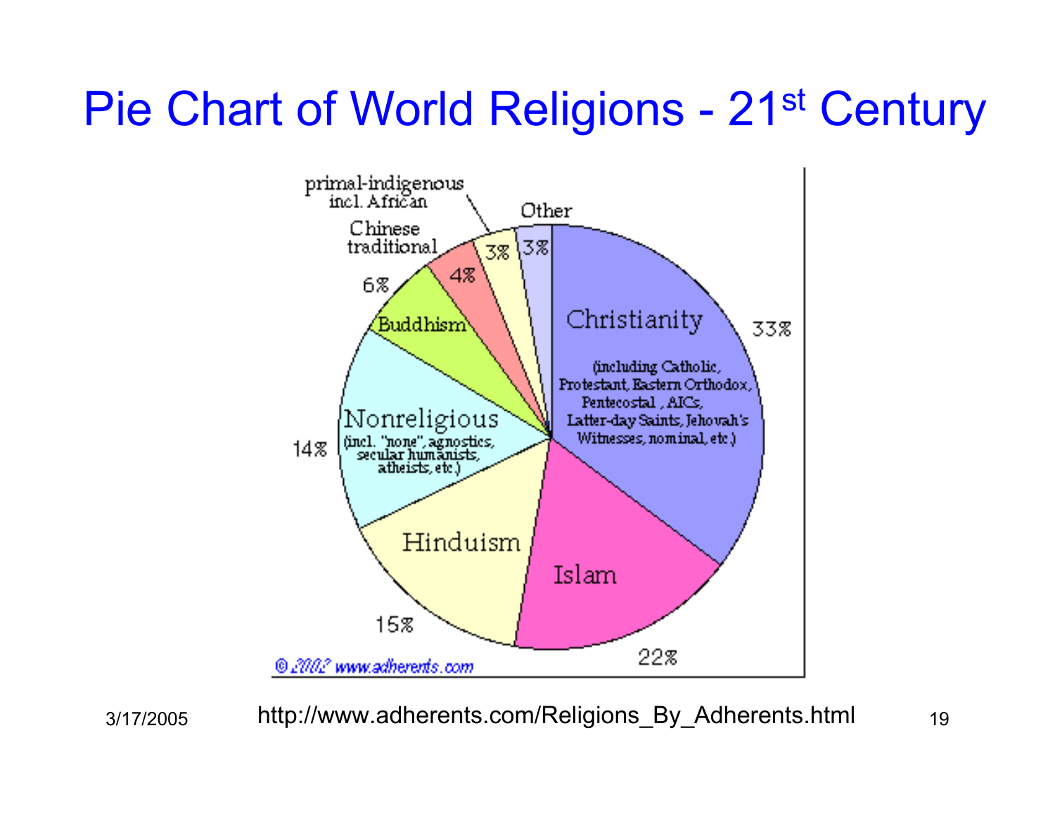# Pie Chart of World Religions - 21st Century

| Religion | Percentage |
|---|---|
| Christianity (including Catholic, Protestant, Eastern Orthodox, Pentecostal, AICs, Latter-day Saints, Jehovah's Witnesses, nominal, etc.) | 33% |
| Islam | 22% |
| Hinduism | 15% |
| Nonreligious (incl. "none", agnostics, secular humanists, atheists, etc.) | 14% |
| Buddhism | 6% |
| Chinese traditional | 4% |
| primal-indigenous incl. African | 3% |
| Other | 3% |

© 2002 www.adherents.com

http://www.adherents.com/Religions_By_Adherents.html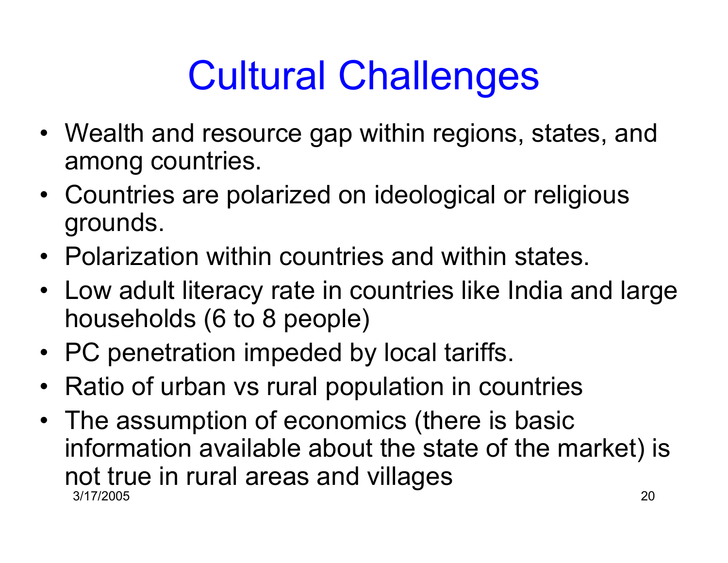# Cultural Challenges

- Wealth and resource gap within regions, states, and among countries.
- Countries are polarized on ideological or religious grounds.
- Polarization within countries and within states.
- Low adult literacy rate in countries like India and large households (6 to 8 people)
- PC penetration impeded by local tariffs.
- Ratio of urban vs rural population in countries
- The assumption of economics (there is basic information available about the state of the market) is not true in rural areas and villages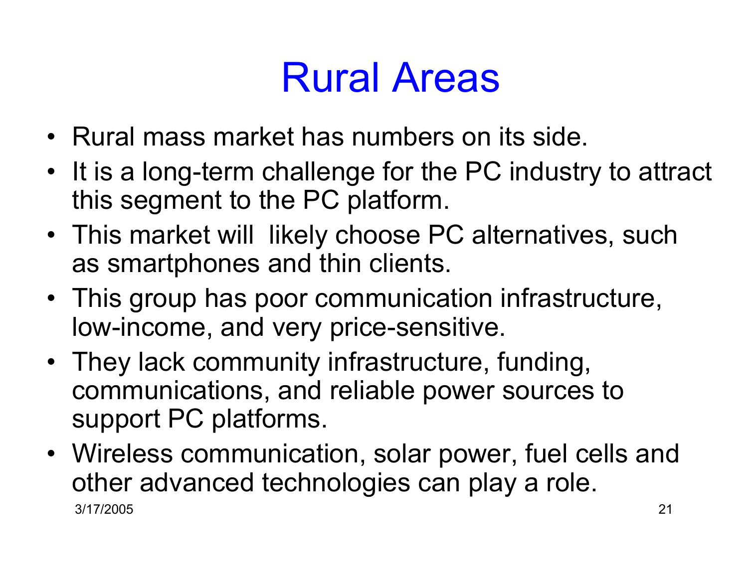# Rural Areas

- Rural mass market has numbers on its side.
- It is a long-term challenge for the PC industry to attract this segment to the PC platform.
- This market will likely choose PC alternatives, such as smartphones and thin clients.
- This group has poor communication infrastructure, low-income, and very price-sensitive.
- They lack community infrastructure, funding, communications, and reliable power sources to support PC platforms.
- Wireless communication, solar power, fuel cells and other advanced technologies can play a role.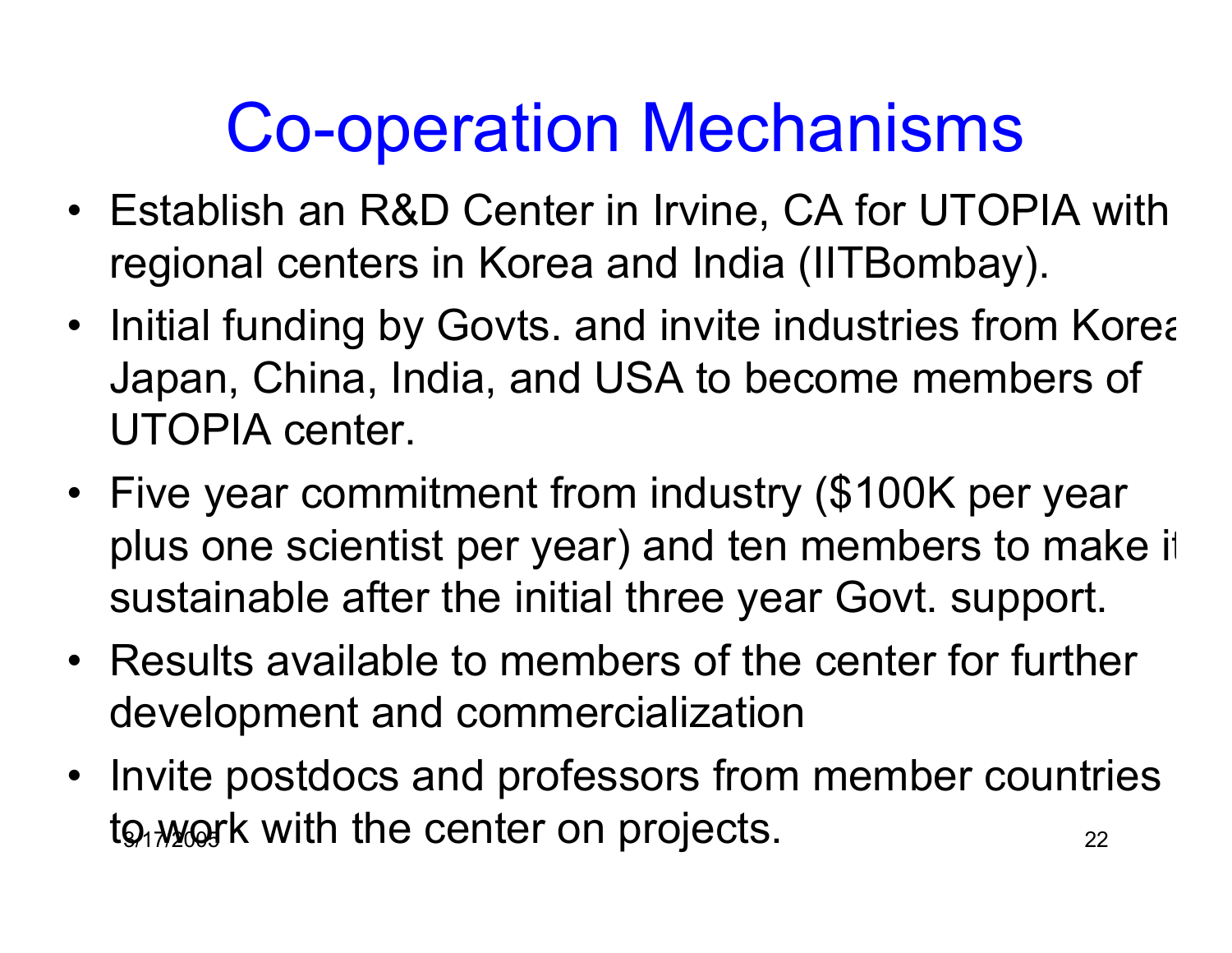# Co-operation Mechanisms

- Establish an R&D Center in Irvine, CA for UTOPIA with regional centers in Korea and India (IITBombay).
- Initial funding by Govts. and invite industries from Korea, Japan, China, India, and USA to become members of UTOPIA center.
- Five year commitment from industry ($100K per year plus one scientist per year) and ten members to make it sustainable after the initial three year Govt. support.
- Results available to members of the center for further development and commercialization
- Invite postdocs and professors from member countries to work with the center on projects.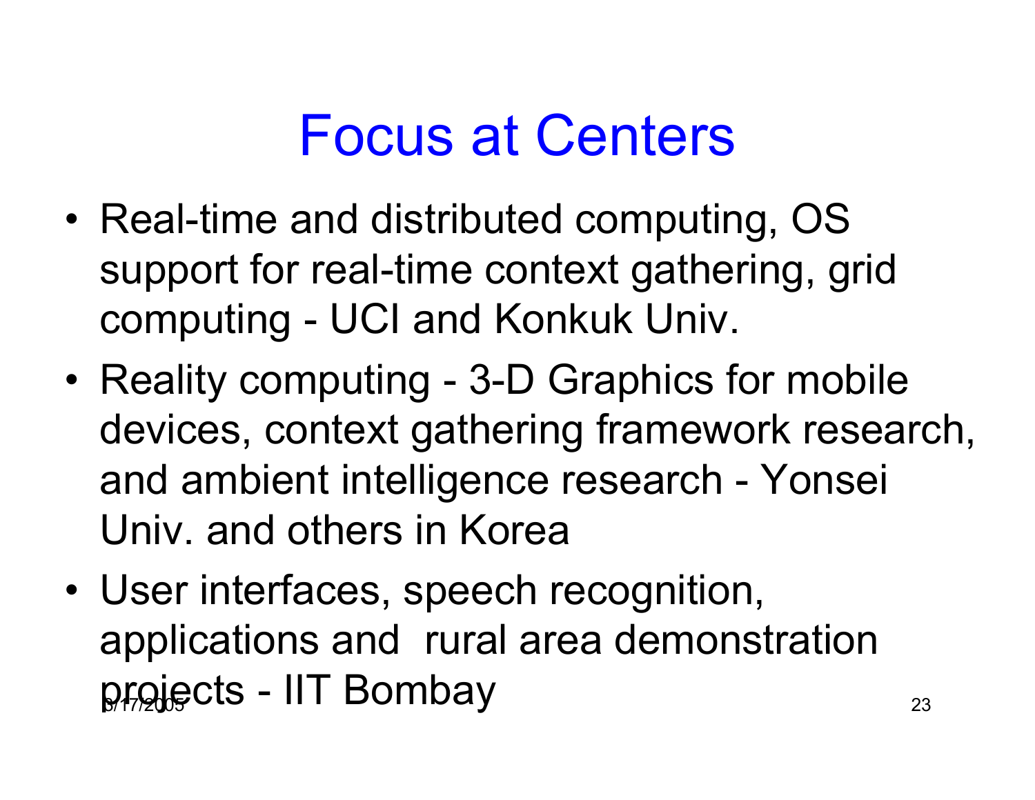# Focus at Centers

- Real-time and distributed computing, OS support for real-time context gathering, grid computing - UCI and Konkuk Univ.
- Reality computing - 3-D Graphics for mobile devices, context gathering framework research, and ambient intelligence research - Yonsei Univ. and others in Korea
- User interfaces, speech recognition, applications and rural area demonstration projects - IIT Bombay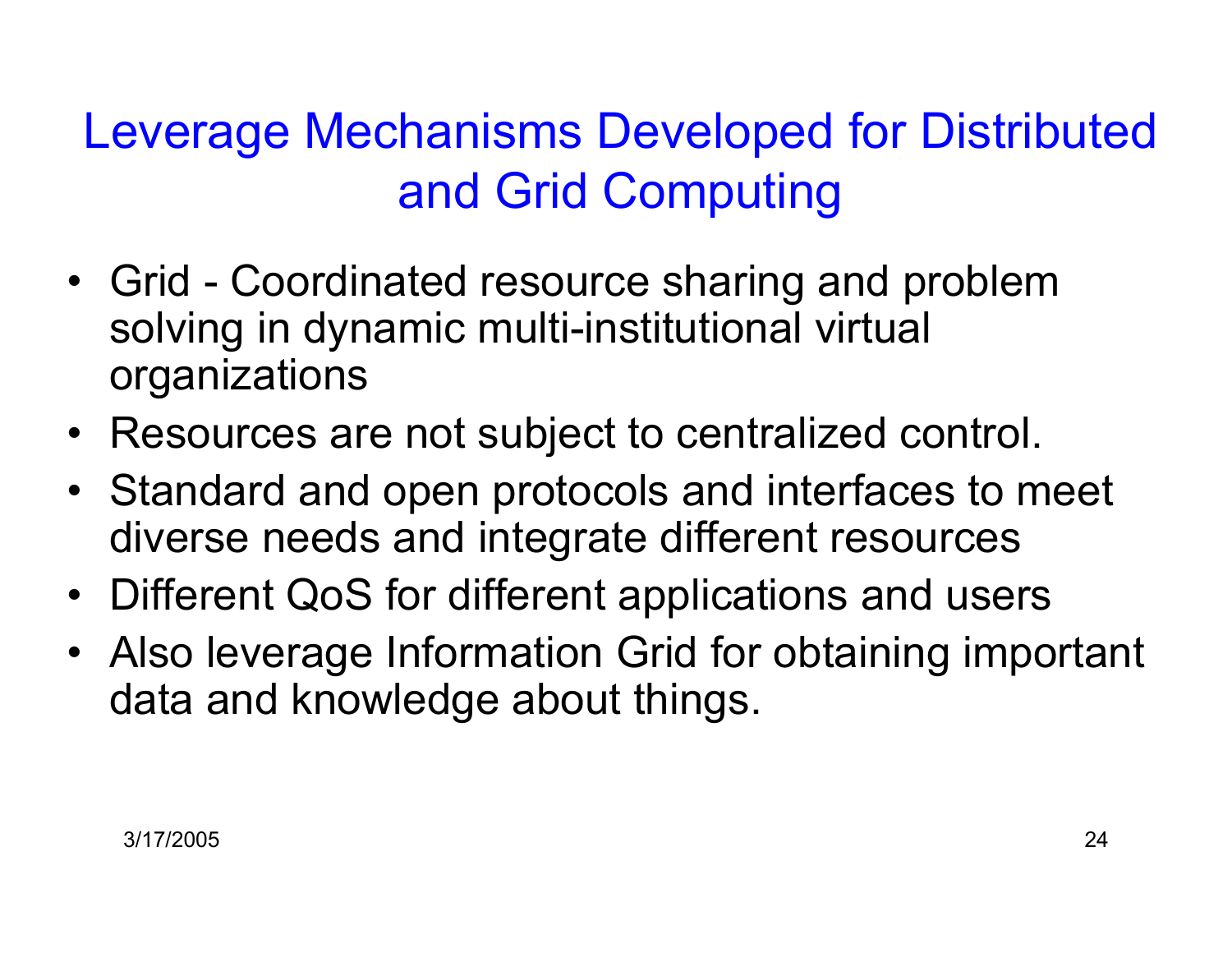# Leverage Mechanisms Developed for Distributed and Grid Computing

- Grid - Coordinated resource sharing and problem solving in dynamic multi-institutional virtual organizations
- Resources are not subject to centralized control.
- Standard and open protocols and interfaces to meet diverse needs and integrate different resources
- Different QoS for different applications and users
- Also leverage Information Grid for obtaining important data and knowledge about things.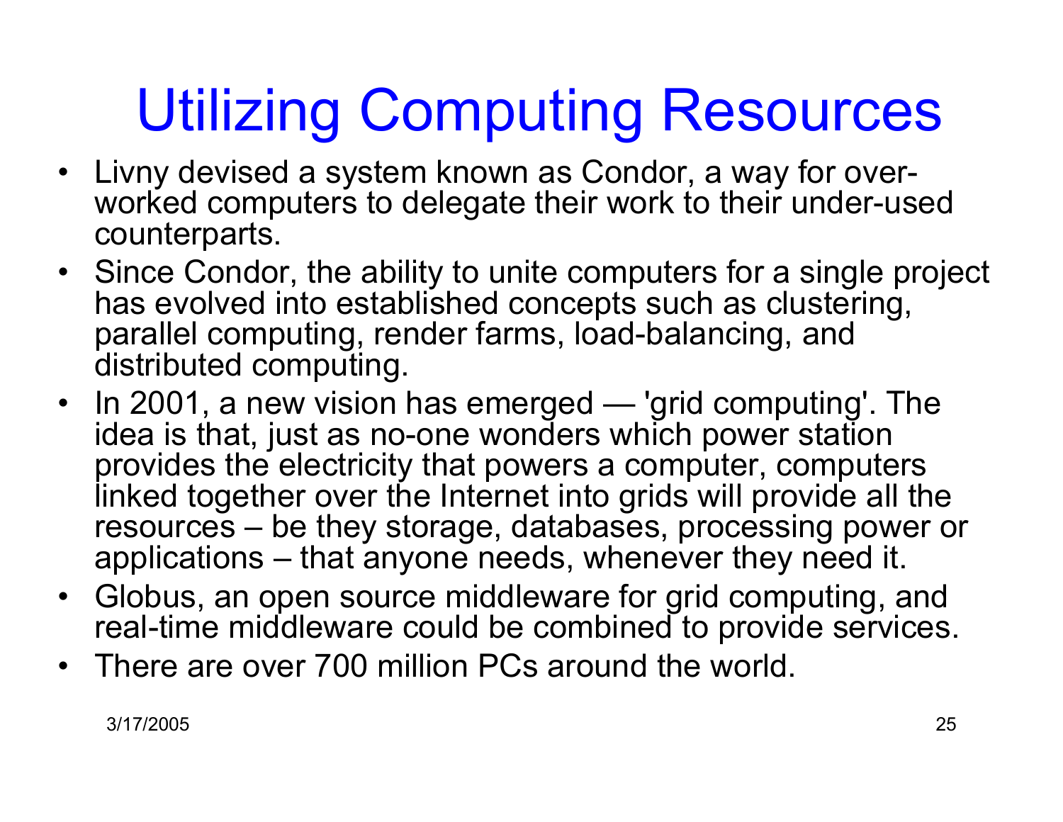# Utilizing Computing Resources

- Livny devised a system known as Condor, a way for over-worked computers to delegate their work to their under-used counterparts.
- Since Condor, the ability to unite computers for a single project has evolved into established concepts such as clustering, parallel computing, render farms, load-balancing, and distributed computing.
- In 2001, a new vision has emerged — 'grid computing'. The idea is that, just as no-one wonders which power station provides the electricity that powers a computer, computers linked together over the Internet into grids will provide all the resources – be they storage, databases, processing power or applications – that anyone needs, whenever they need it.
- Globus, an open source middleware for grid computing, and real-time middleware could be combined to provide services.
- There are over 700 million PCs around the world.

3/17/2005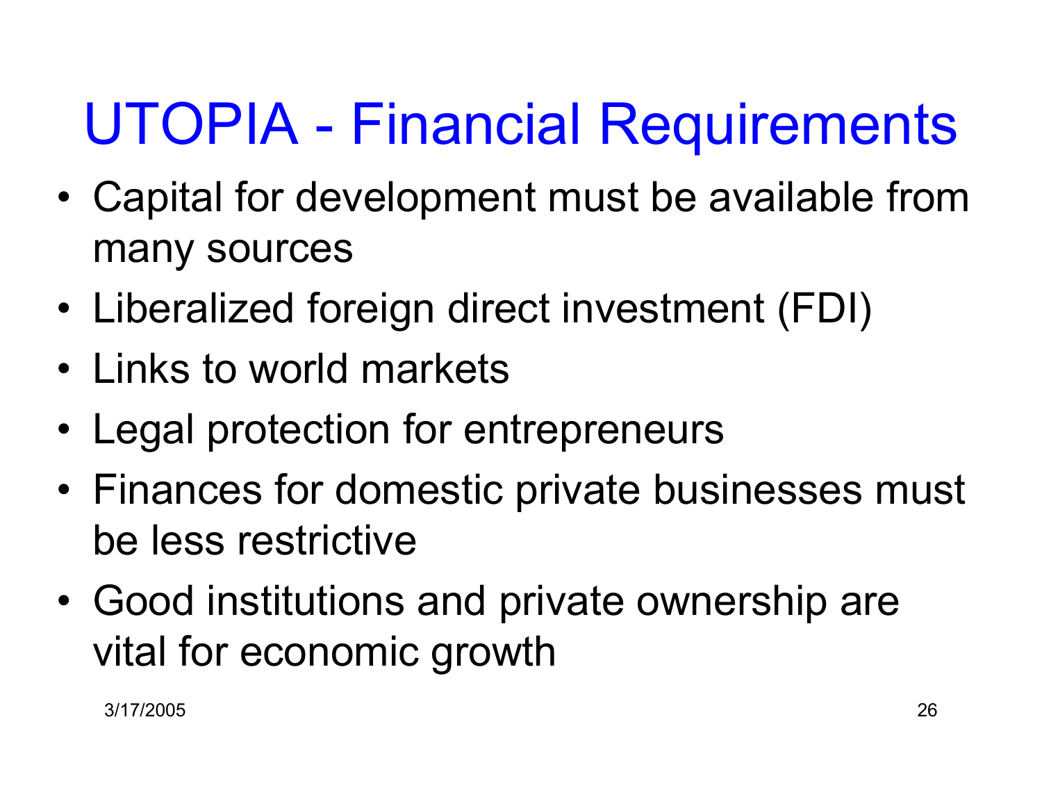# UTOPIA - Financial Requirements

- Capital for development must be available from many sources
- Liberalized foreign direct investment (FDI)
- Links to world markets
- Legal protection for entrepreneurs
- Finances for domestic private businesses must be less restrictive
- Good institutions and private ownership are vital for economic growth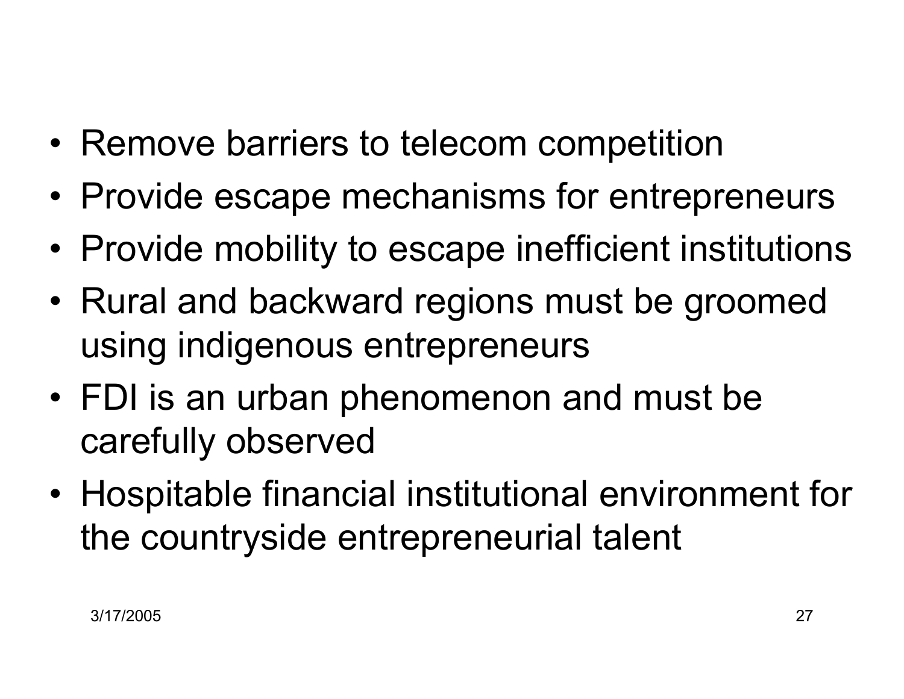- Remove barriers to telecom competition
- Provide escape mechanisms for entrepreneurs
- Provide mobility to escape inefficient institutions
- Rural and backward regions must be groomed using indigenous entrepreneurs
- FDI is an urban phenomenon and must be carefully observed
- Hospitable financial institutional environment for the countryside entrepreneurial talent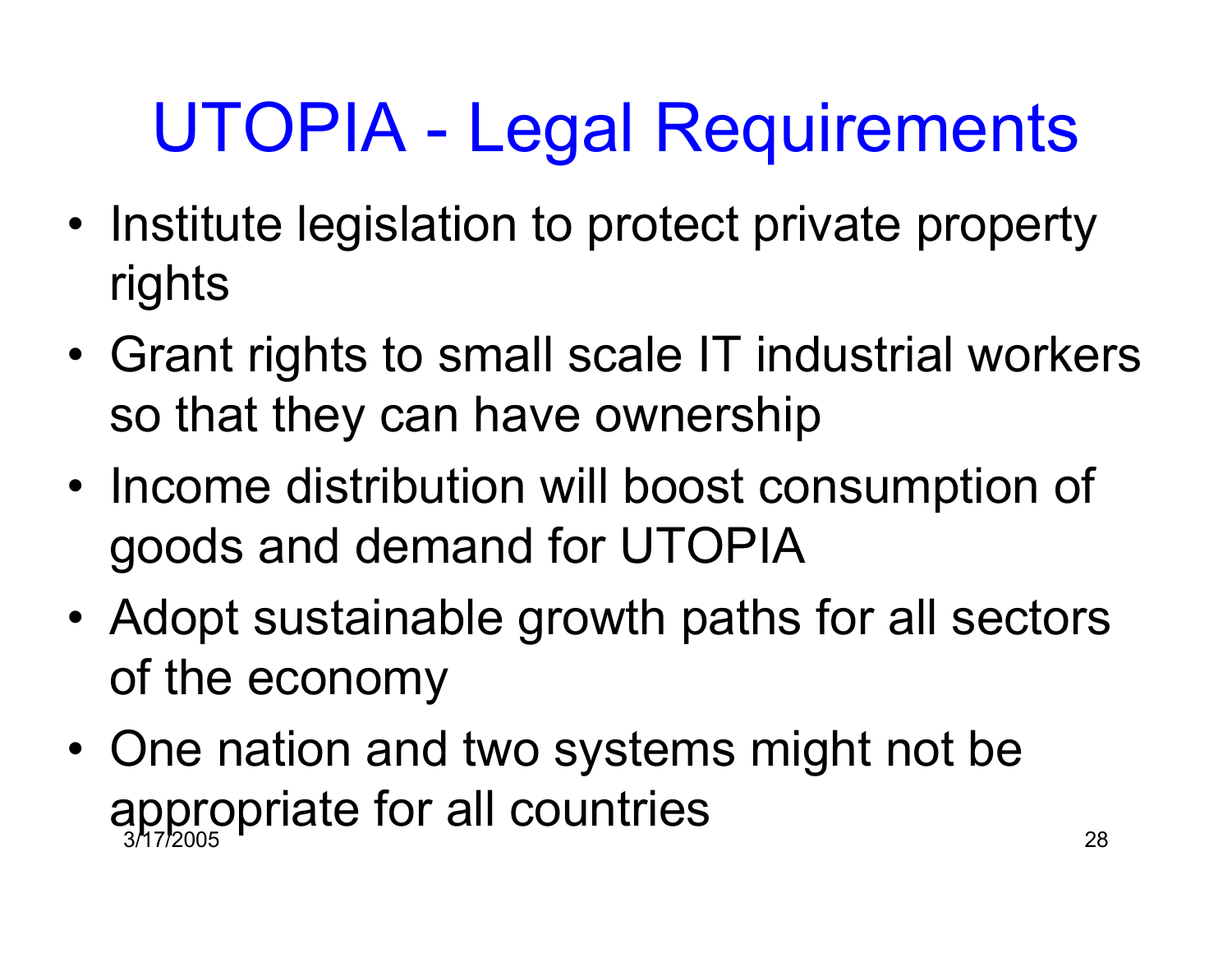# UTOPIA - Legal Requirements

- Institute legislation to protect private property rights
- Grant rights to small scale IT industrial workers so that they can have ownership
- Income distribution will boost consumption of goods and demand for UTOPIA
- Adopt sustainable growth paths for all sectors of the economy
- One nation and two systems might not be appropriate for all countries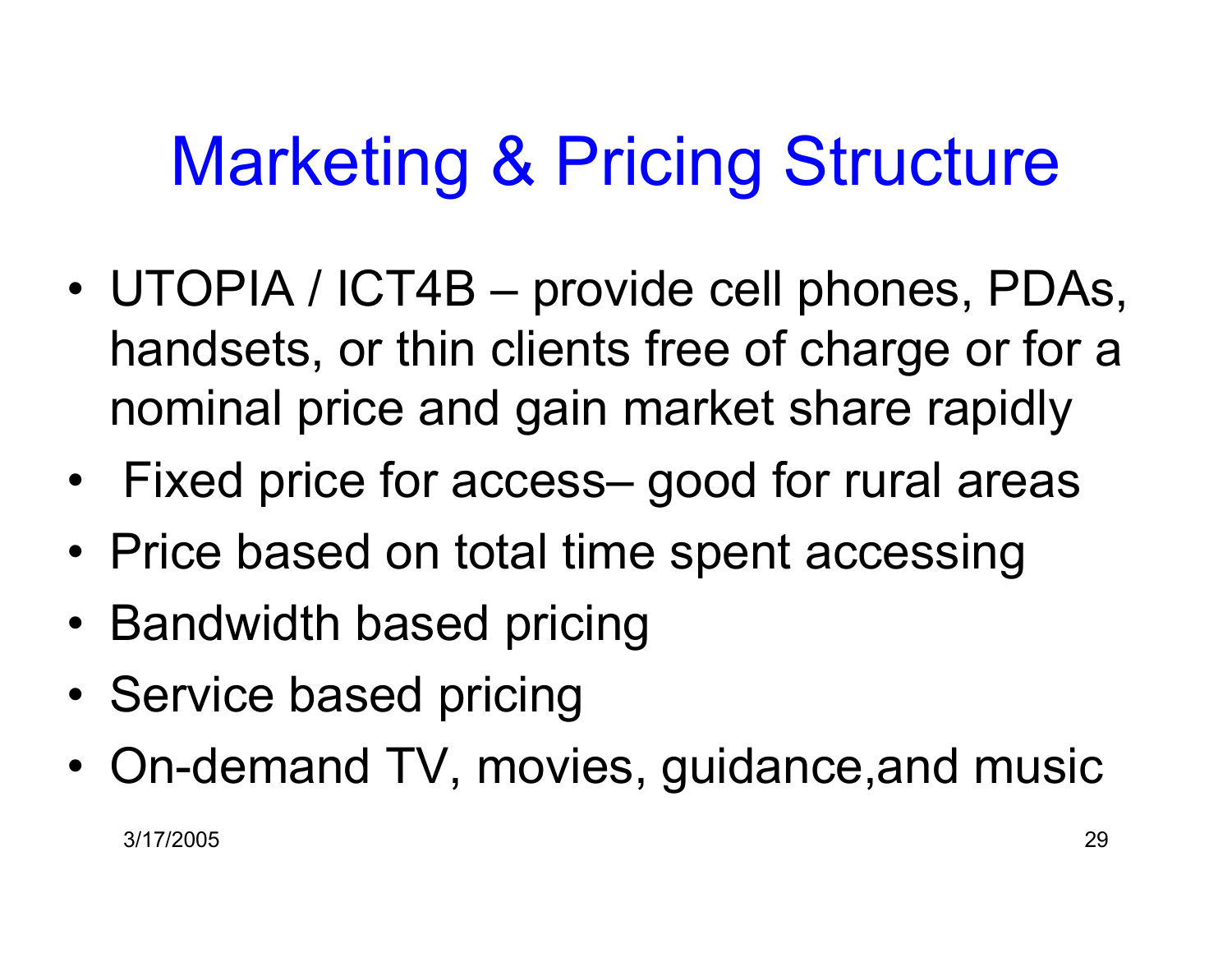# Marketing & Pricing Structure

- UTOPIA / ICT4B – provide cell phones, PDAs, handsets, or thin clients free of charge or for a nominal price and gain market share rapidly
- Fixed price for access– good for rural areas
- Price based on total time spent accessing
- Bandwidth based pricing
- Service based pricing
- On-demand TV, movies, guidance,and music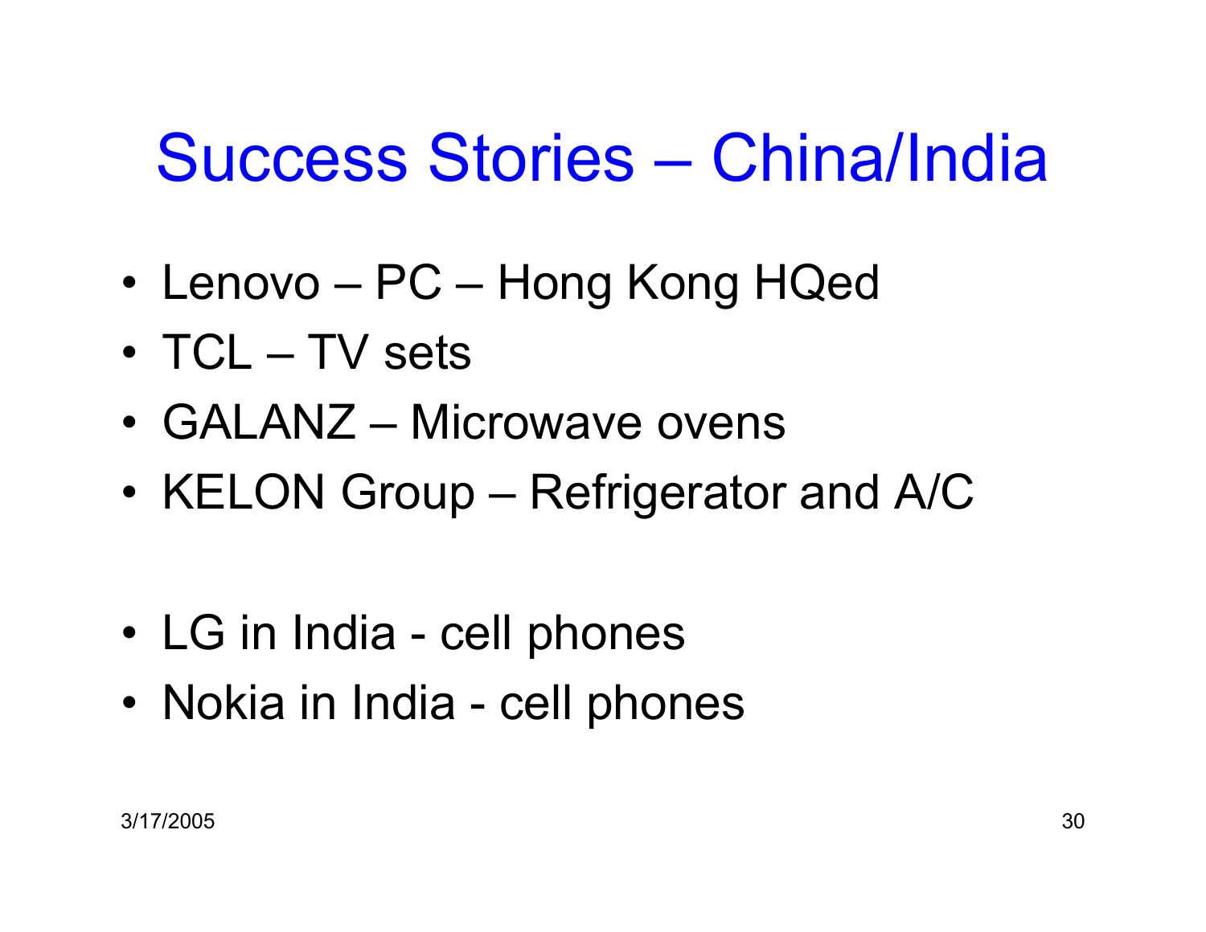# Success Stories – China/India

- Lenovo – PC – Hong Kong HQed
- TCL – TV sets
- GALANZ – Microwave ovens
- KELON Group – Refrigerator and A/C

- LG in India - cell phones
- Nokia in India - cell phones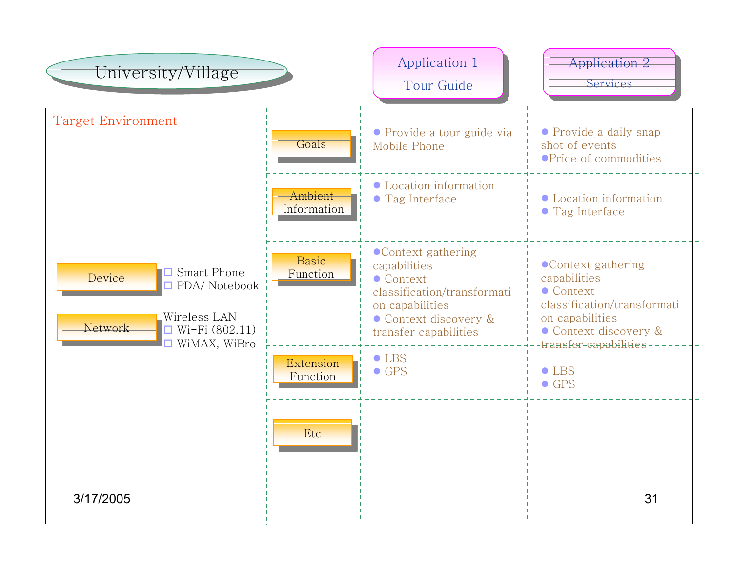# University/Village

| | Application 1: Tour Guide | Application 2: Services |
|---|---|---|
| **Goals** | • Provide a tour guide via Mobile Phone | • Provide a daily snap shot of events<br>• Price of commodities |
| **Ambient Information** | • Location information<br>• Tag Interface | • Location information<br>• Tag Interface |
| **Basic Function** | • Context gathering capabilities<br>• Context classification/transformation capabilities<br>• Context discovery & transfer capabilities | • Context gathering capabilities<br>• Context classification/transformation capabilities<br>• Context discovery & transfer capabilities |
| **Extension Function** | • LBS<br>• GPS | • LBS<br>• GPS |
| **Etc** | | |

**Target Environment**

**Device**
- Smart Phone
- PDA/ Notebook

**Network**

Wireless LAN
- Wi-Fi (802.11)
- WiMAX, WiBro

3/17/2005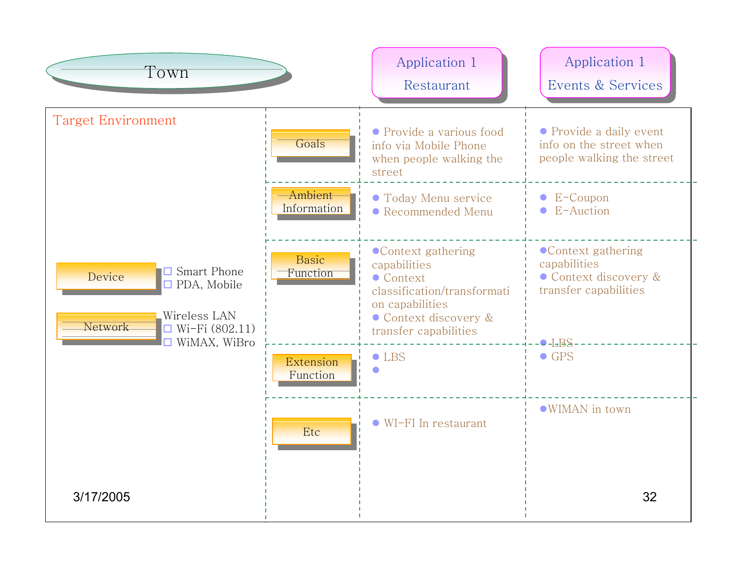# Town

**Target Environment**

- **Device**
  - Smart Phone
  - PDA, Mobile
- **Network**
  - Wireless LAN
  - Wi-Fi (802.11)
  - WiMAX, WiBro

| | Application 1 Restaurant | Application 1 Events & Services |
|---|---|---|
| Goals | • Provide a various food info via Mobile Phone when people walking the street | • Provide a daily event info on the street when people walking the street |
| Ambient Information | • Today Menu service<br>• Recommended Menu | • E-Coupon<br>• E-Auction |
| Basic Function | • Context gathering capabilities<br>• Context classification/transformation capabilities<br>• Context discovery & transfer capabilities | • Context gathering capabilities<br>• Context discovery & transfer capabilities |
| Extension Function | • LBS<br>• | • LBS<br>• GPS |
| Etc | • WI-FI In restaurant | • WIMAN in town |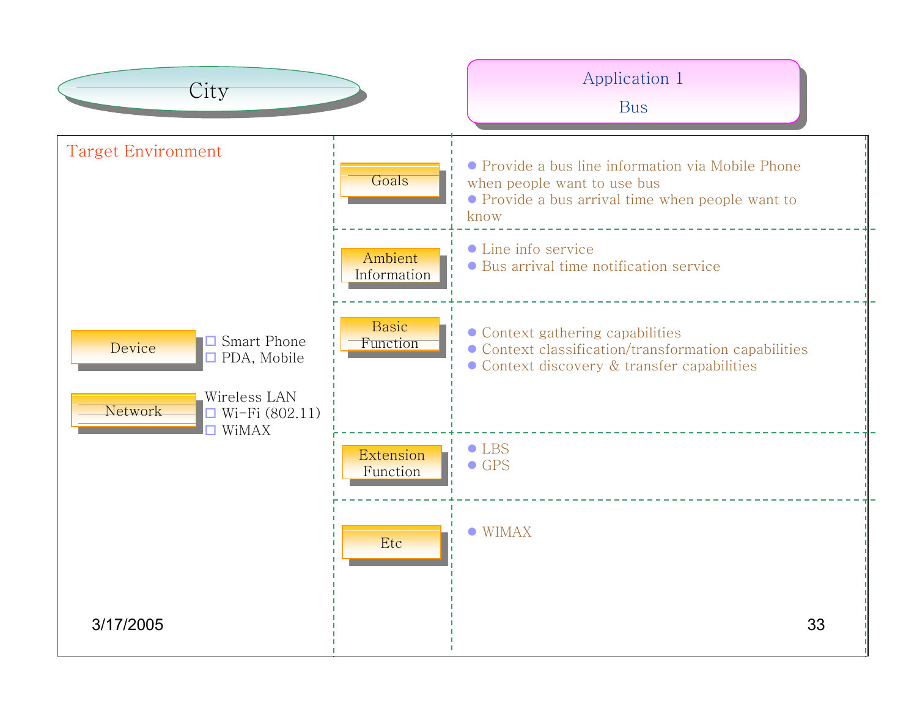# City

## Application 1
Bus

**Target Environment**

**Device**
- Smart Phone
- PDA, Mobile

**Network**

Wireless LAN
- Wi-Fi (802.11)
- WiMAX

| | |
|---|---|
| **Goals** | • Provide a bus line information via Mobile Phone when people want to use bus<br>• Provide a bus arrival time when people want to know |
| **Ambient Information** | • Line info service<br>• Bus arrival time notification service |
| **Basic Function** | • Context gathering capabilities<br>• Context classification/transformation capabilities<br>• Context discovery & transfer capabilities |
| **Extension Function** | • LBS<br>• GPS |
| **Etc** | • WIMAX |

3/17/2005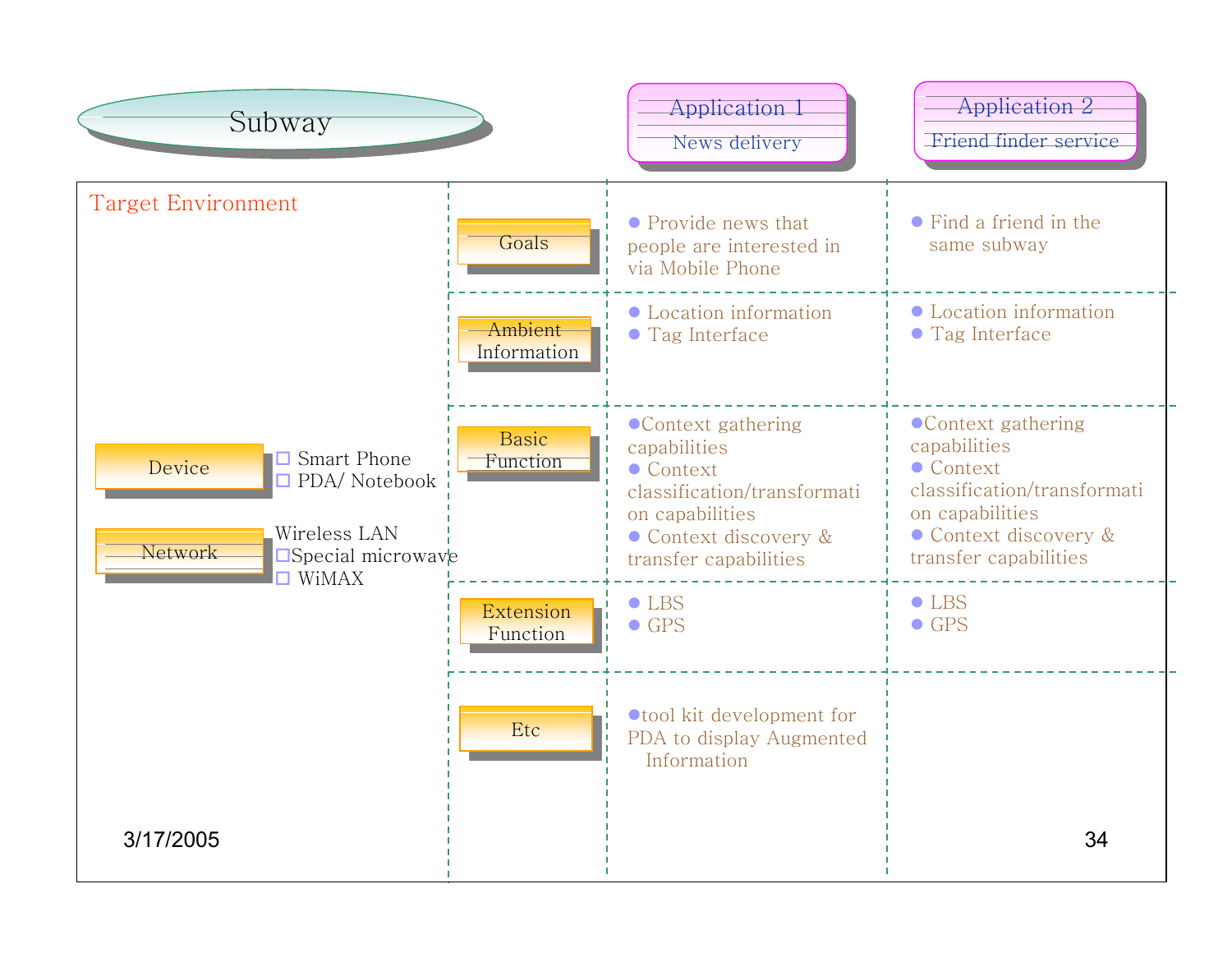# Subway

## Target Environment

**Device**
- Smart Phone
- PDA/ Notebook

**Network**
- Wireless LAN
- Special microwave
- WiMAX

| | Application 1 (News delivery) | Application 2 (Friend finder service) |
|---|---|---|
| Goals | • Provide news that people are interested in via Mobile Phone | • Find a friend in the same subway |
| Ambient Information | • Location information<br>• Tag Interface | • Location information<br>• Tag Interface |
| Basic Function | • Context gathering capabilities<br>• Context classification/transformation capabilities<br>• Context discovery & transfer capabilities | • Context gathering capabilities<br>• Context classification/transformation capabilities<br>• Context discovery & transfer capabilities |
| Extension Function | • LBS<br>• GPS | • LBS<br>• GPS |
| Etc | • tool kit development for PDA to display Augmented Information | |

3/17/2005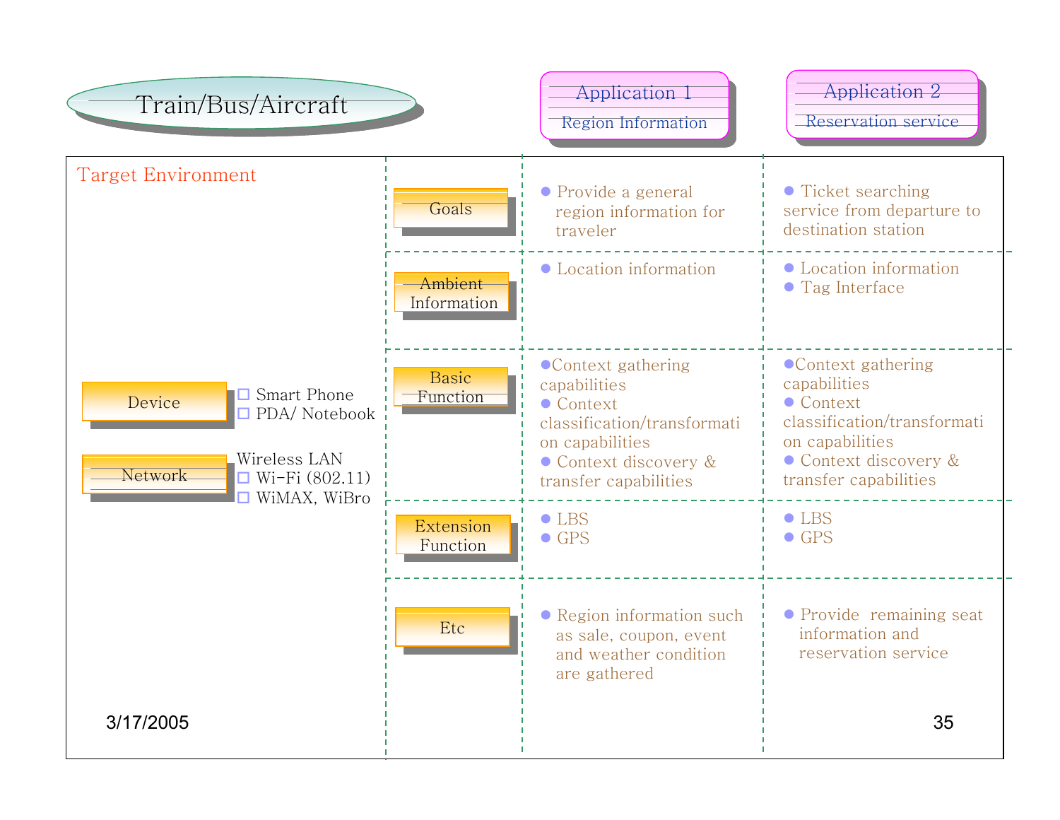# Train/Bus/Aircraft

**Target Environment**

- **Device**
  - Smart Phone
  - PDA/ Notebook
- **Network**
  - Wireless LAN
  - Wi-Fi (802.11)
  - WiMAX, WiBro

| | Application 1 Region Information | Application 2 Reservation service |
|---|---|---|
| Goals | Provide a general region information for traveler | Ticket searching service from departure to destination station |
| Ambient Information | Location information | Location information<br>Tag Interface |
| Basic Function | Context gathering capabilities<br>Context classification/transformation capabilities<br>Context discovery & transfer capabilities | Context gathering capabilities<br>Context classification/transformation capabilities<br>Context discovery & transfer capabilities |
| Extension Function | LBS<br>GPS | LBS<br>GPS |
| Etc | Region information such as sale, coupon, event and weather condition are gathered | Provide remaining seat information and reservation service |

3/17/2005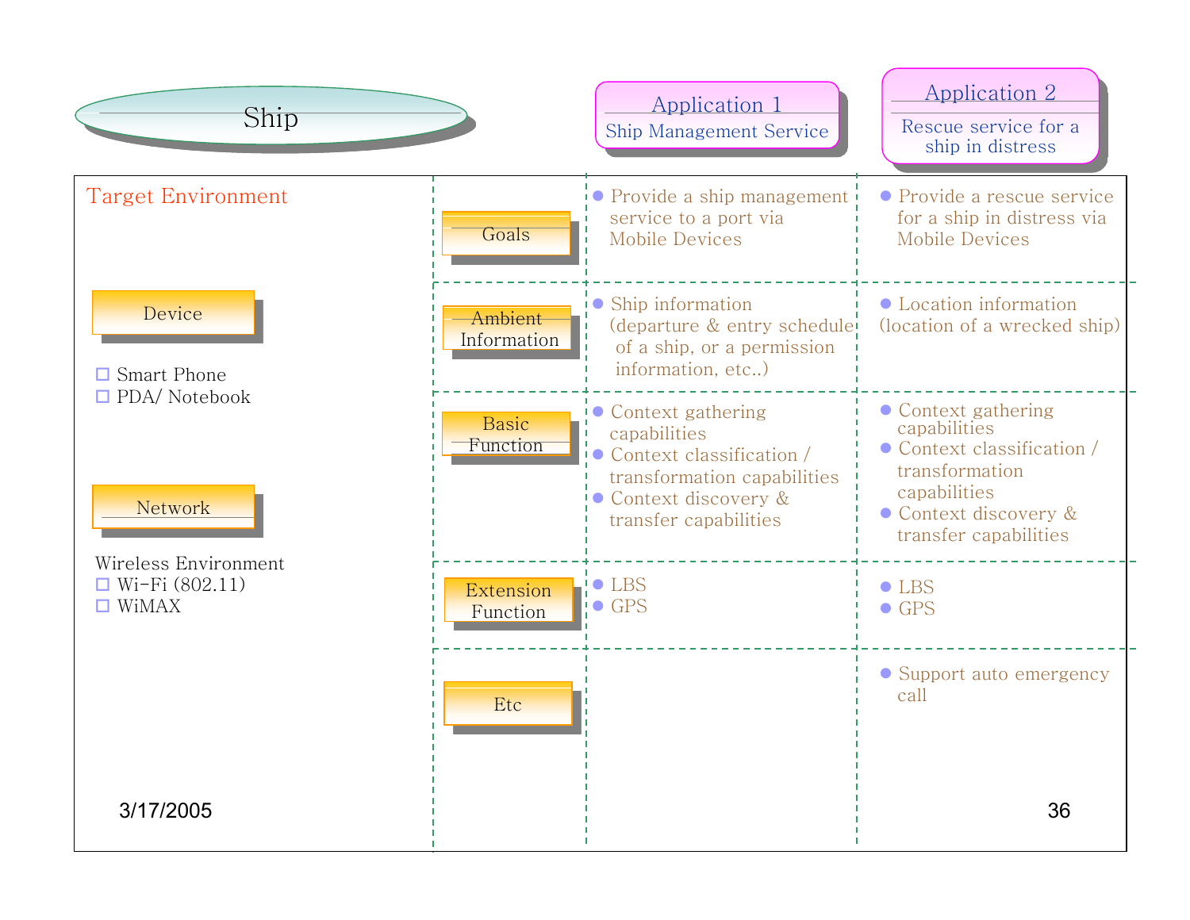# Ship

## Target Environment

**Device**

- Smart Phone
- PDA/ Notebook

**Network**

Wireless Environment

- Wi-Fi (802.11)
- WiMAX

| | Application 1: Ship Management Service | Application 2: Rescue service for a ship in distress |
|---|---|---|
| Goals | • Provide a ship management service to a port via Mobile Devices | • Provide a rescue service for a ship in distress via Mobile Devices |
| Ambient Information | • Ship information (departure & entry schedule of a ship, or a permission information, etc..) | • Location information (location of a wrecked ship) |
| Basic Function | • Context gathering capabilities<br>• Context classification / transformation capabilities<br>• Context discovery & transfer capabilities | • Context gathering capabilities<br>• Context classification / transformation capabilities<br>• Context discovery & transfer capabilities |
| Extension Function | • LBS<br>• GPS | • LBS<br>• GPS |
| Etc | | • Support auto emergency call |

3/17/2005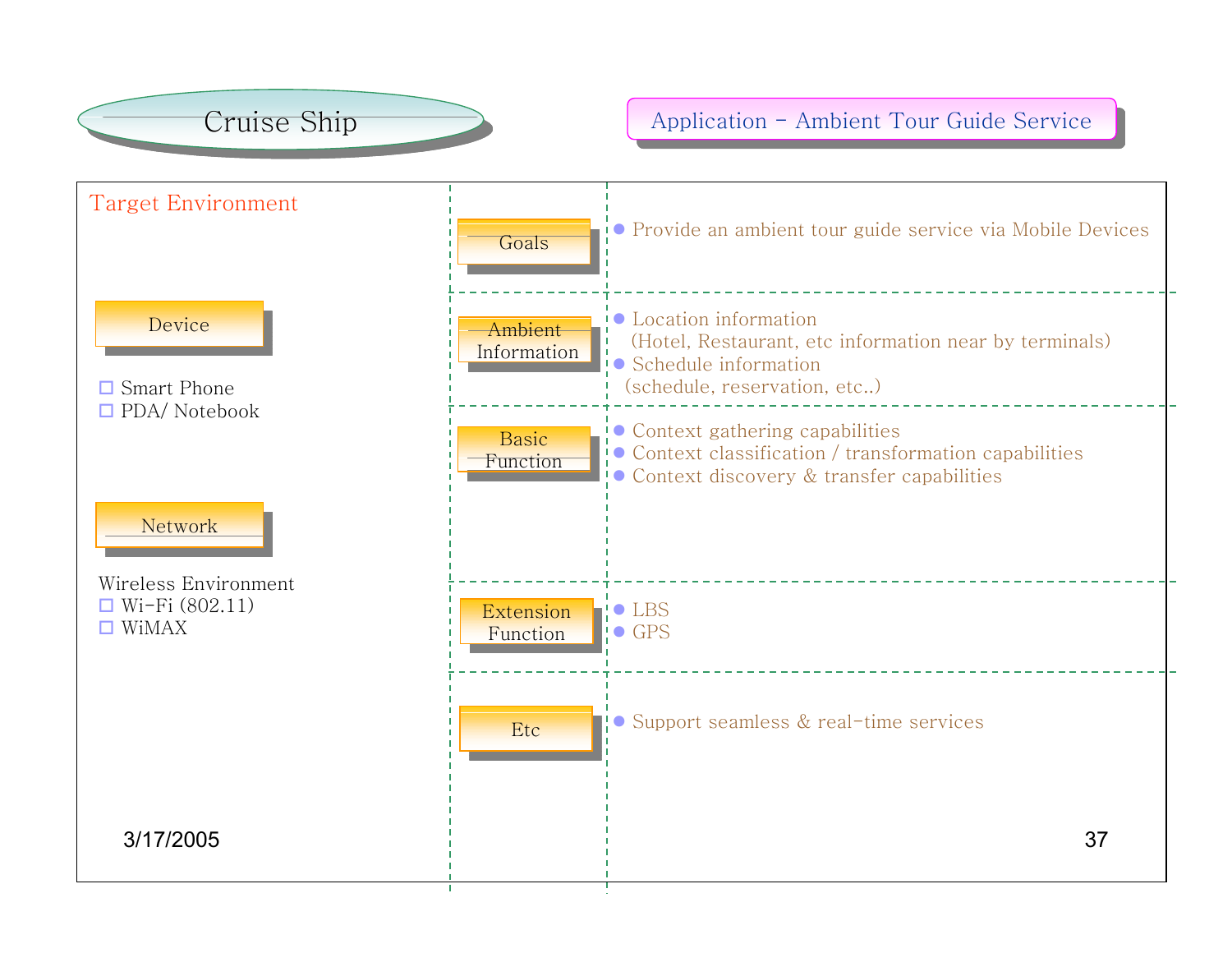# Cruise Ship

## Application - Ambient Tour Guide Service

### Target Environment

**Device**

- Smart Phone
- PDA/ Notebook

**Network**

Wireless Environment

- Wi-Fi (802.11)
- WiMAX

| | |
|---|---|
| Goals | • Provide an ambient tour guide service via Mobile Devices |
| Ambient Information | • Location information (Hotel, Restaurant, etc information near by terminals)<br>• Schedule information (schedule, reservation, etc..) |
| Basic Function | • Context gathering capabilities<br>• Context classification / transformation capabilities<br>• Context discovery & transfer capabilities |
| Extension Function | • LBS<br>• GPS |
| Etc | • Support seamless & real-time services |

3/17/2005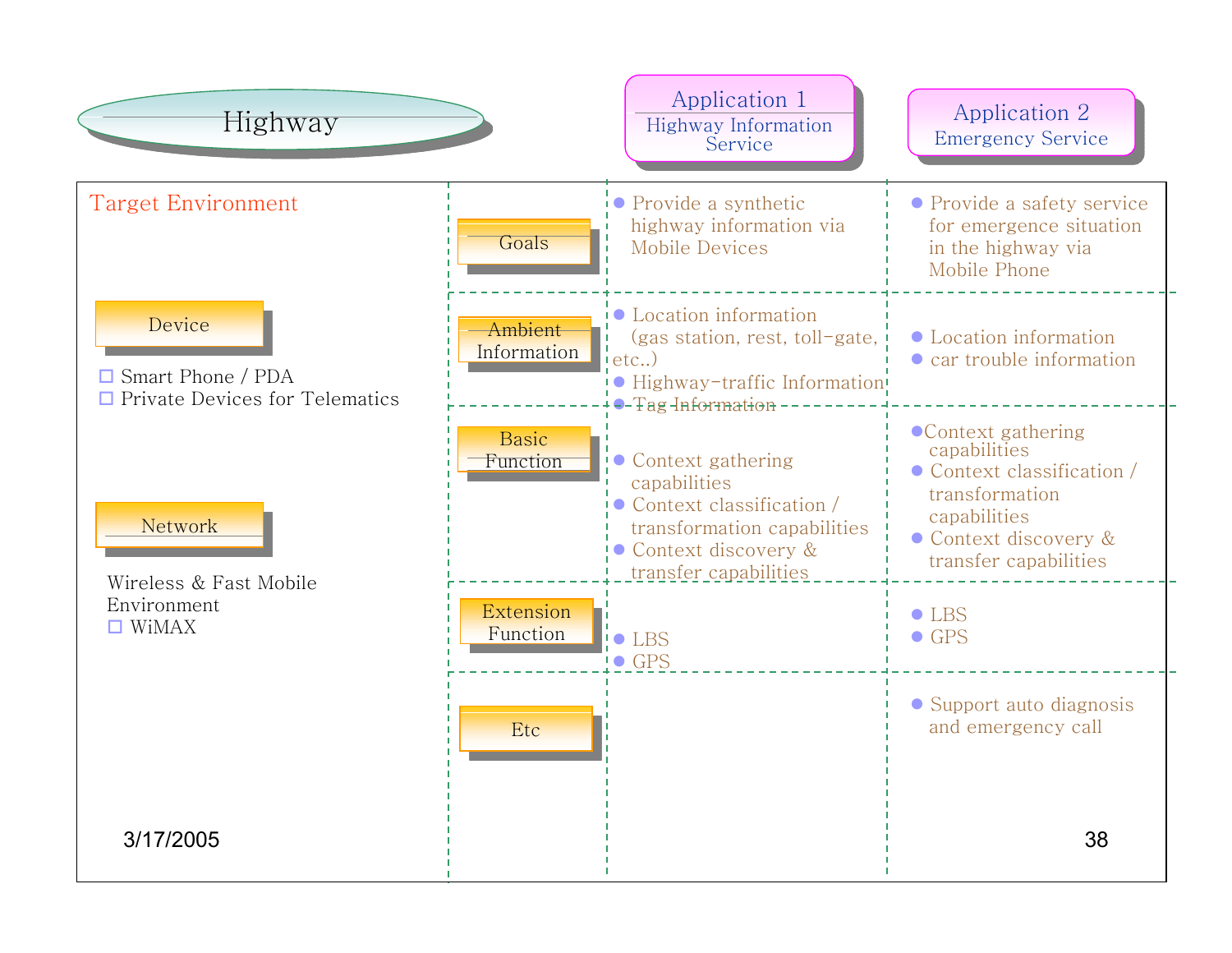# Highway

## Target Environment

**Device**

- Smart Phone / PDA
- Private Devices for Telematics

**Network**

Wireless & Fast Mobile Environment
- WiMAX

| | Application 1<br>Highway Information Service | Application 2<br>Emergency Service |
|---|---|---|
| Goals | • Provide a synthetic highway information via Mobile Devices | • Provide a safety service for emergence situation in the highway via Mobile Phone |
| Ambient Information | • Location information (gas station, rest, toll-gate, etc..)<br>• Highway-traffic Information<br>• Tag Information | • Location information<br>• car trouble information |
| Basic Function | • Context gathering capabilities<br>• Context classification / transformation capabilities<br>• Context discovery & transfer capabilities | • Context gathering capabilities<br>• Context classification / transformation capabilities<br>• Context discovery & transfer capabilities |
| Extension Function | • LBS<br>• GPS | • LBS<br>• GPS |
| Etc | | • Support auto diagnosis and emergency call |

3/17/2005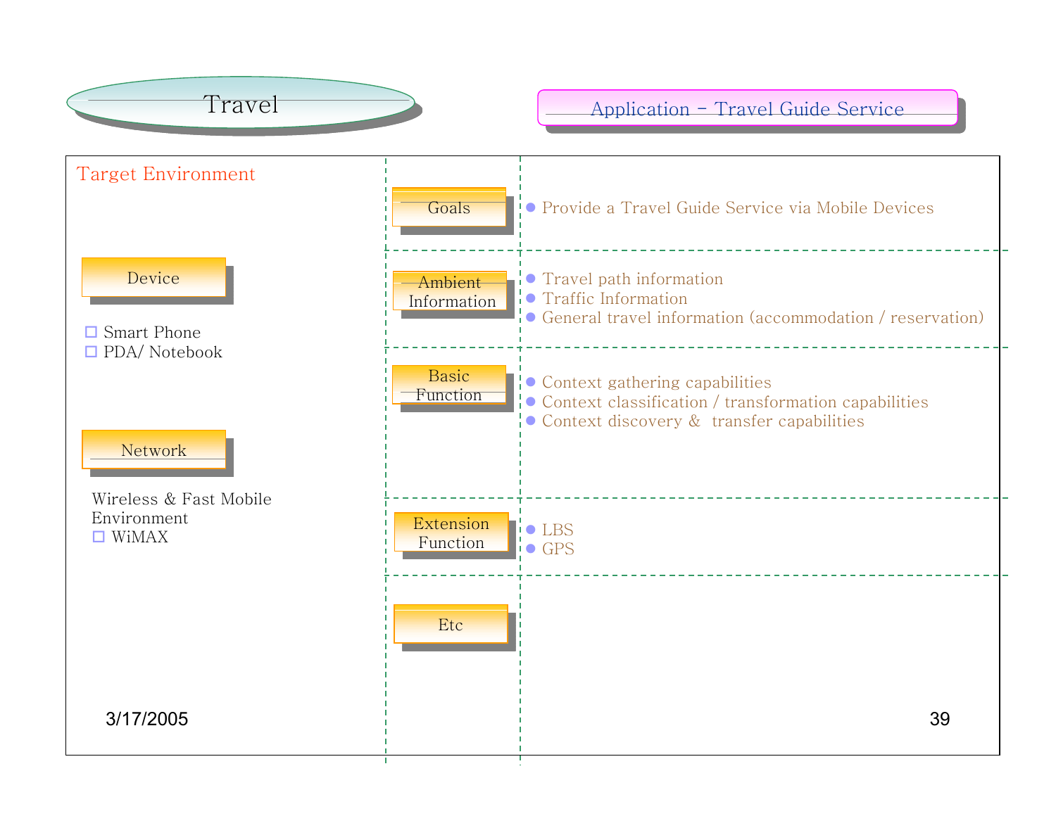# Travel

## Application – Travel Guide Service

### Target Environment

**Device**

- Smart Phone
- PDA/ Notebook

**Network**

Wireless & Fast Mobile Environment

- WiMAX

**Goals**

- Provide a Travel Guide Service via Mobile Devices

**Ambient Information**

- Travel path information
- Traffic Information
- General travel information (accommodation / reservation)

**Basic Function**

- Context gathering capabilities
- Context classification / transformation capabilities
- Context discovery & transfer capabilities

**Extension Function**

- LBS
- GPS

**Etc**

3/17/2005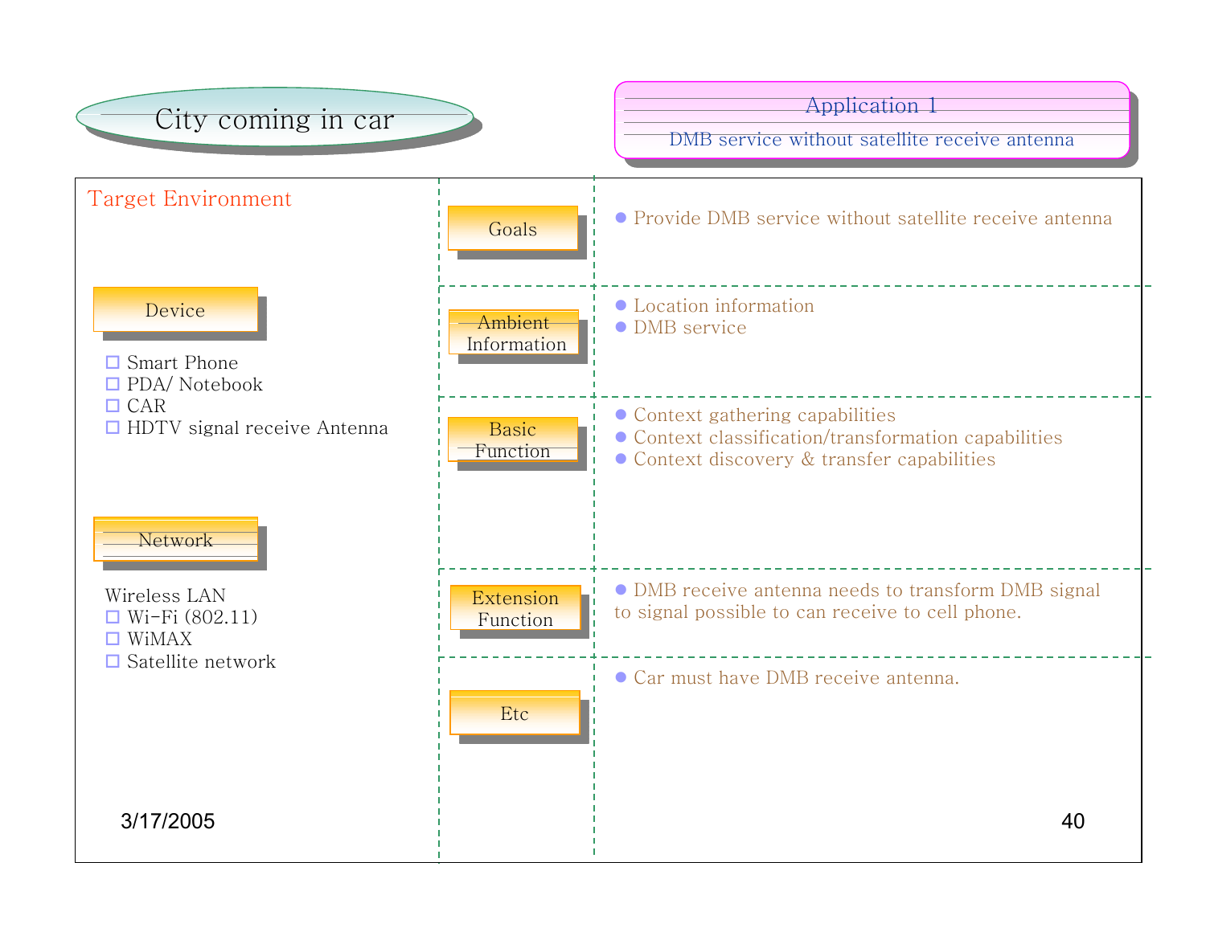# City coming in car

## Application 1

DMB service without satellite receive antenna

### Target Environment

**Device**

- Smart Phone
- PDA/ Notebook
- CAR
- HDTV signal receive Antenna

**Network**

Wireless LAN

- Wi-Fi (802.11)
- WiMAX
- Satellite network

**Goals**

- Provide DMB service without satellite receive antenna

**Ambient Information**

- Location information
- DMB service

**Basic Function**

- Context gathering capabilities
- Context classification/transformation capabilities
- Context discovery & transfer capabilities

**Extension Function**

- DMB receive antenna needs to transform DMB signal to signal possible to can receive to cell phone.

**Etc**

- Car must have DMB receive antenna.

3/17/2005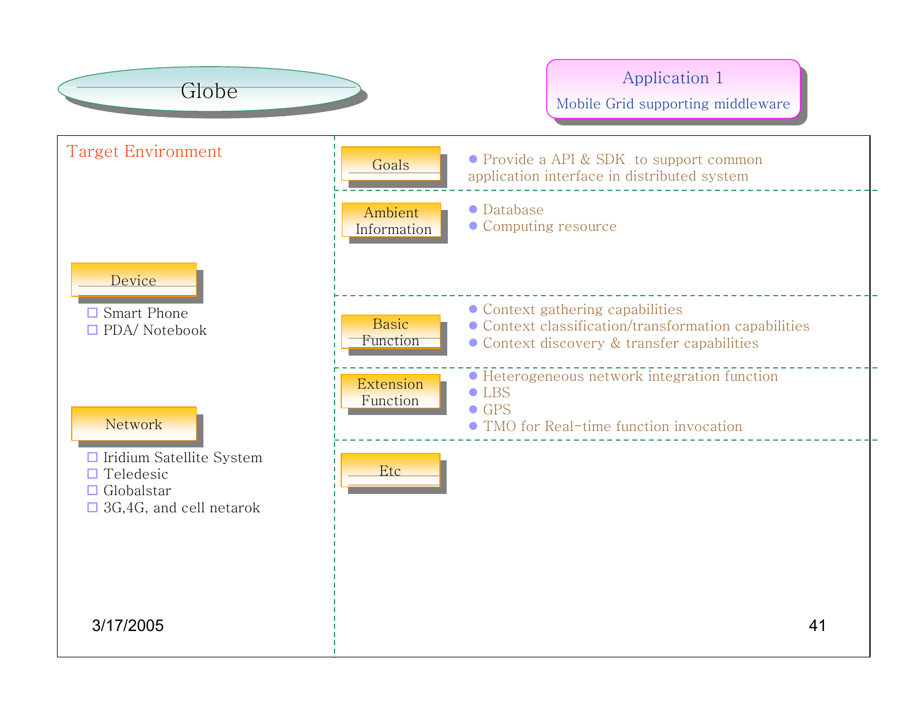# Globe

## Application 1

Mobile Grid supporting middleware

### Target Environment

**Device**

- Smart Phone
- PDA/ Notebook

**Network**

- Iridium Satellite System
- Teledesic
- Globalstar
- 3G,4G, and cell netarok

**Goals**

- Provide a API & SDK to support common application interface in distributed system

**Ambient Information**

- Database
- Computing resource

**Basic Function**

- Context gathering capabilities
- Context classification/transformation capabilities
- Context discovery & transfer capabilities

**Extension Function**

- Heterogeneous network integration function
- LBS
- GPS
- TMO for Real-time function invocation

**Etc**

3/17/2005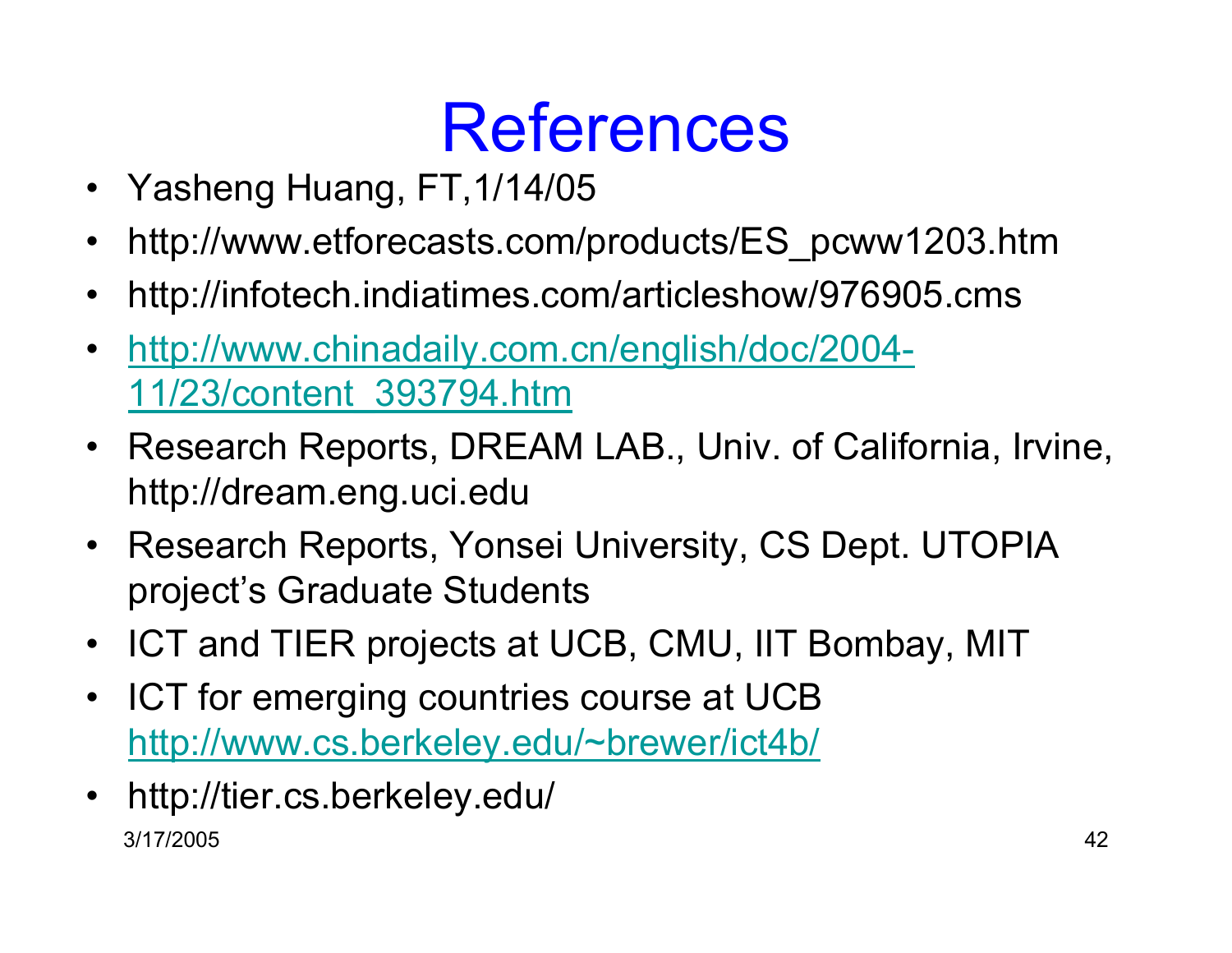# References

- Yasheng Huang, FT,1/14/05
- http://www.etforecasts.com/products/ES_pcww1203.htm
- http://infotech.indiatimes.com/articleshow/976905.cms
- http://www.chinadaily.com.cn/english/doc/2004-11/23/content_393794.htm
- Research Reports, DREAM LAB., Univ. of California, Irvine, http://dream.eng.uci.edu
- Research Reports, Yonsei University, CS Dept. UTOPIA project's Graduate Students
- ICT and TIER projects at UCB, CMU, IIT Bombay, MIT
- ICT for emerging countries course at UCB http://www.cs.berkeley.edu/~brewer/ict4b/
- http://tier.cs.berkeley.edu/

3/17/2005